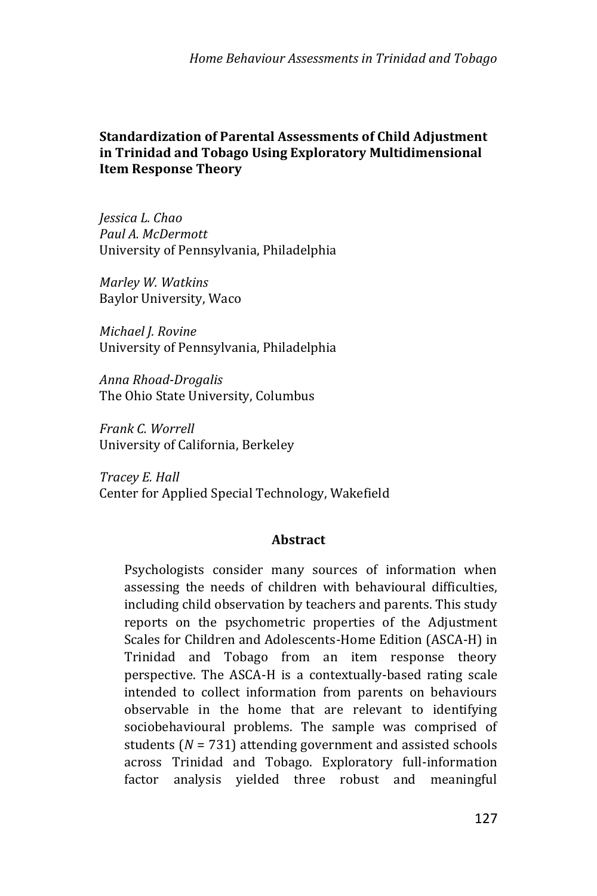# Standardization of Parental Assessments of Child Adjustment in Trinidad and Tobago Using Exploratory Multidimensional Item Response Theory

*Jessica L. Chao*
*Paul A. McDermott*
University of Pennsylvania, Philadelphia

*Marley W. Watkins*
Baylor University, Waco

*Michael J. Rovine*
University of Pennsylvania, Philadelphia

*Anna Rhoad-Drogalis*
The Ohio State University, Columbus

*Frank C. Worrell*
University of California, Berkeley

*Tracey E. Hall*
Center for Applied Special Technology, Wakefield

## Abstract

Psychologists consider many sources of information when assessing the needs of children with behavioural difficulties, including child observation by teachers and parents. This study reports on the psychometric properties of the Adjustment Scales for Children and Adolescents-Home Edition (ASCA-H) in Trinidad and Tobago from an item response theory perspective. The ASCA-H is a contextually-based rating scale intended to collect information from parents on behaviours observable in the home that are relevant to identifying sociobehavioural problems. The sample was comprised of students ($N$ = 731) attending government and assisted schools across Trinidad and Tobago. Exploratory full-information factor analysis yielded three robust and meaningful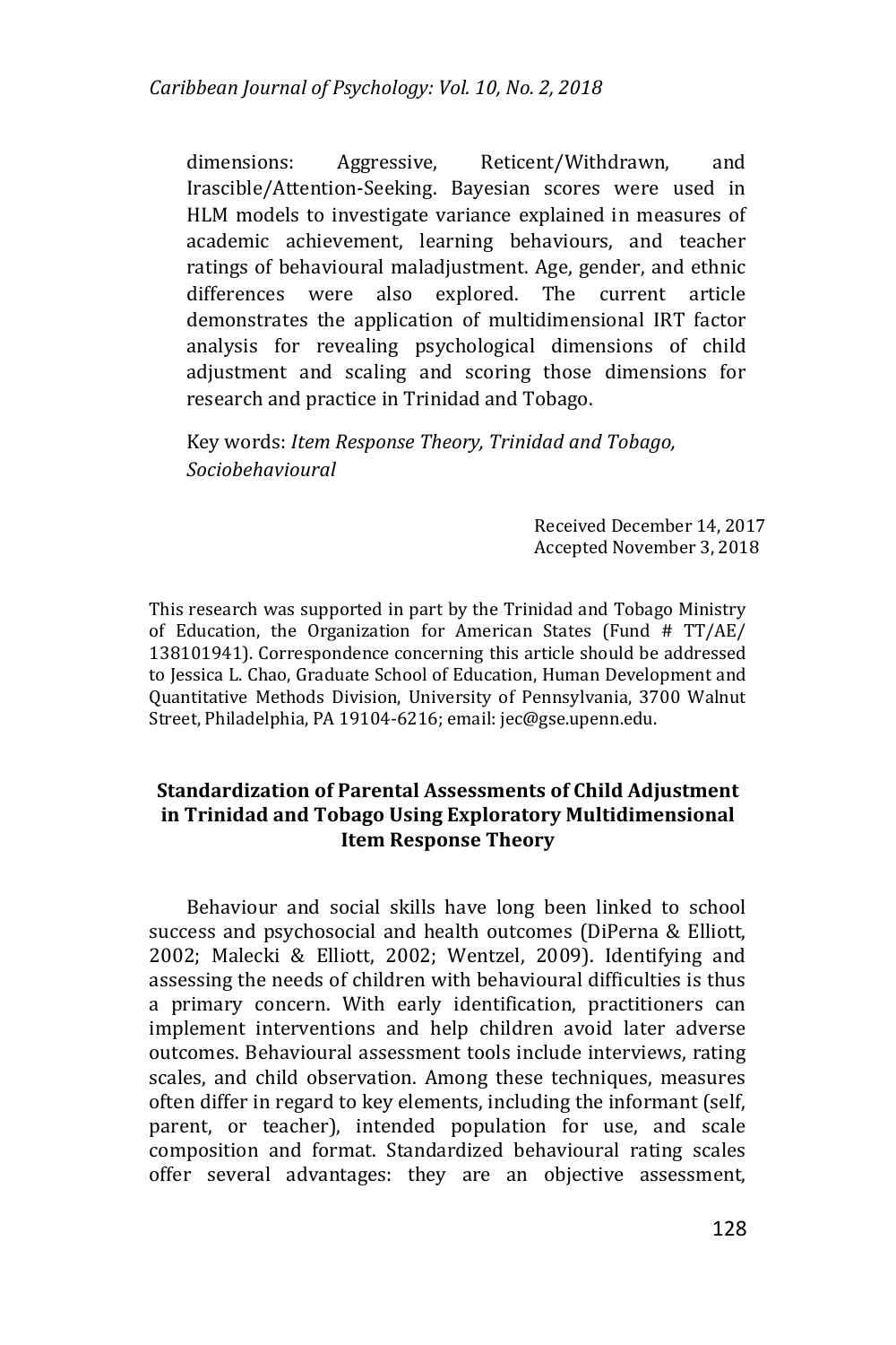dimensions: Aggressive, Reticent/Withdrawn, and Irascible/Attention-Seeking. Bayesian scores were used in HLM models to investigate variance explained in measures of academic achievement, learning behaviours, and teacher ratings of behavioural maladjustment. Age, gender, and ethnic differences were also explored. The current article demonstrates the application of multidimensional IRT factor analysis for revealing psychological dimensions of child adjustment and scaling and scoring those dimensions for research and practice in Trinidad and Tobago.

Key words: *Item Response Theory, Trinidad and Tobago, Sociobehavioural*

Received December 14, 2017
Accepted November 3, 2018

This research was supported in part by the Trinidad and Tobago Ministry of Education, the Organization for American States (Fund # TT/AE/138101941). Correspondence concerning this article should be addressed to Jessica L. Chao, Graduate School of Education, Human Development and Quantitative Methods Division, University of Pennsylvania, 3700 Walnut Street, Philadelphia, PA 19104-6216; email: jec@gse.upenn.edu.

## Standardization of Parental Assessments of Child Adjustment in Trinidad and Tobago Using Exploratory Multidimensional Item Response Theory

Behaviour and social skills have long been linked to school success and psychosocial and health outcomes (DiPerna & Elliott, 2002; Malecki & Elliott, 2002; Wentzel, 2009). Identifying and assessing the needs of children with behavioural difficulties is thus a primary concern. With early identification, practitioners can implement interventions and help children avoid later adverse outcomes. Behavioural assessment tools include interviews, rating scales, and child observation. Among these techniques, measures often differ in regard to key elements, including the informant (self, parent, or teacher), intended population for use, and scale composition and format. Standardized behavioural rating scales offer several advantages: they are an objective assessment,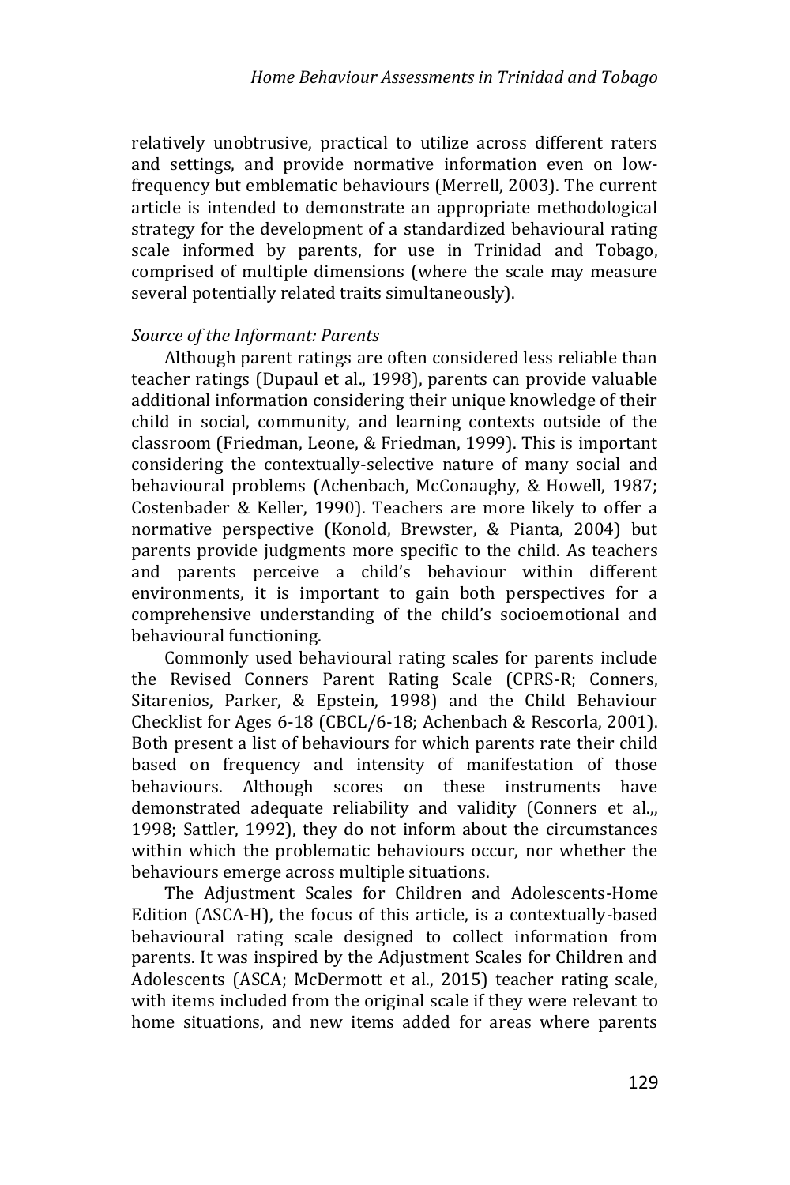relatively unobtrusive, practical to utilize across different raters and settings, and provide normative information even on low-frequency but emblematic behaviours (Merrell, 2003). The current article is intended to demonstrate an appropriate methodological strategy for the development of a standardized behavioural rating scale informed by parents, for use in Trinidad and Tobago, comprised of multiple dimensions (where the scale may measure several potentially related traits simultaneously).

*Source of the Informant: Parents*

Although parent ratings are often considered less reliable than teacher ratings (Dupaul et al., 1998), parents can provide valuable additional information considering their unique knowledge of their child in social, community, and learning contexts outside of the classroom (Friedman, Leone, & Friedman, 1999). This is important considering the contextually-selective nature of many social and behavioural problems (Achenbach, McConaughy, & Howell, 1987; Costenbader & Keller, 1990). Teachers are more likely to offer a normative perspective (Konold, Brewster, & Pianta, 2004) but parents provide judgments more specific to the child. As teachers and parents perceive a child's behaviour within different environments, it is important to gain both perspectives for a comprehensive understanding of the child's socioemotional and behavioural functioning.

Commonly used behavioural rating scales for parents include the Revised Conners Parent Rating Scale (CPRS-R; Conners, Sitarenios, Parker, & Epstein, 1998) and the Child Behaviour Checklist for Ages 6-18 (CBCL/6-18; Achenbach & Rescorla, 2001). Both present a list of behaviours for which parents rate their child based on frequency and intensity of manifestation of those behaviours. Although scores on these instruments have demonstrated adequate reliability and validity (Conners et al.,, 1998; Sattler, 1992), they do not inform about the circumstances within which the problematic behaviours occur, nor whether the behaviours emerge across multiple situations.

The Adjustment Scales for Children and Adolescents-Home Edition (ASCA-H), the focus of this article, is a contextually-based behavioural rating scale designed to collect information from parents. It was inspired by the Adjustment Scales for Children and Adolescents (ASCA; McDermott et al., 2015) teacher rating scale, with items included from the original scale if they were relevant to home situations, and new items added for areas where parents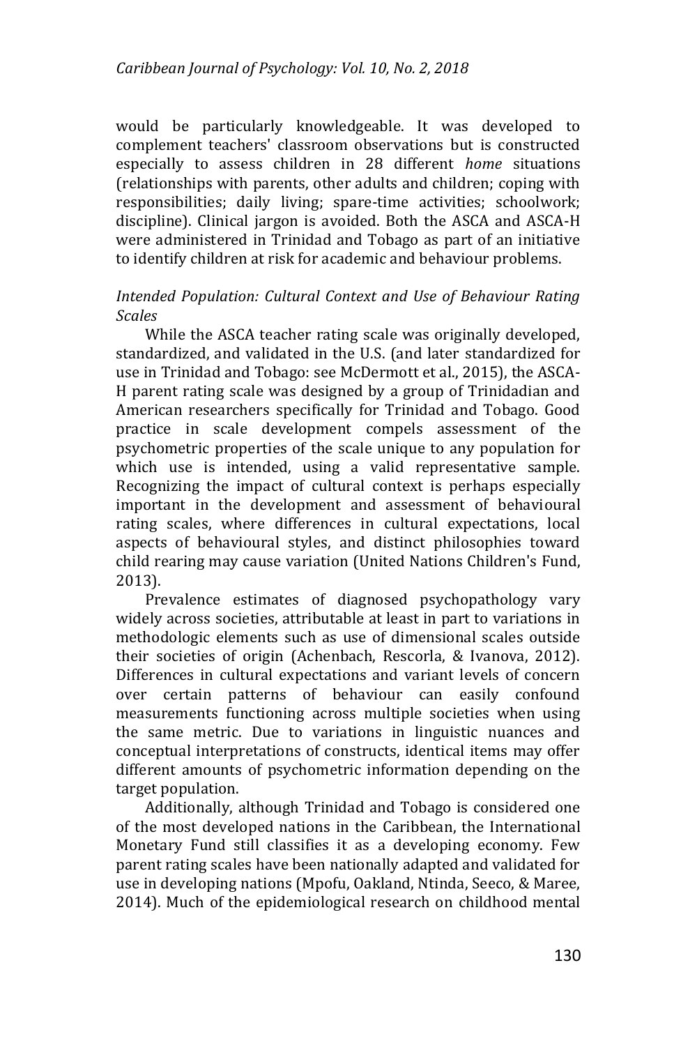would be particularly knowledgeable. It was developed to complement teachers' classroom observations but is constructed especially to assess children in 28 different *home* situations (relationships with parents, other adults and children; coping with responsibilities; daily living; spare-time activities; schoolwork; discipline). Clinical jargon is avoided. Both the ASCA and ASCA-H were administered in Trinidad and Tobago as part of an initiative to identify children at risk for academic and behaviour problems.

*Intended Population: Cultural Context and Use of Behaviour Rating Scales*

While the ASCA teacher rating scale was originally developed, standardized, and validated in the U.S. (and later standardized for use in Trinidad and Tobago: see McDermott et al., 2015), the ASCA-H parent rating scale was designed by a group of Trinidadian and American researchers specifically for Trinidad and Tobago. Good practice in scale development compels assessment of the psychometric properties of the scale unique to any population for which use is intended, using a valid representative sample. Recognizing the impact of cultural context is perhaps especially important in the development and assessment of behavioural rating scales, where differences in cultural expectations, local aspects of behavioural styles, and distinct philosophies toward child rearing may cause variation (United Nations Children's Fund, 2013).

Prevalence estimates of diagnosed psychopathology vary widely across societies, attributable at least in part to variations in methodologic elements such as use of dimensional scales outside their societies of origin (Achenbach, Rescorla, & Ivanova, 2012). Differences in cultural expectations and variant levels of concern over certain patterns of behaviour can easily confound measurements functioning across multiple societies when using the same metric. Due to variations in linguistic nuances and conceptual interpretations of constructs, identical items may offer different amounts of psychometric information depending on the target population.

Additionally, although Trinidad and Tobago is considered one of the most developed nations in the Caribbean, the International Monetary Fund still classifies it as a developing economy. Few parent rating scales have been nationally adapted and validated for use in developing nations (Mpofu, Oakland, Ntinda, Seeco, & Maree, 2014). Much of the epidemiological research on childhood mental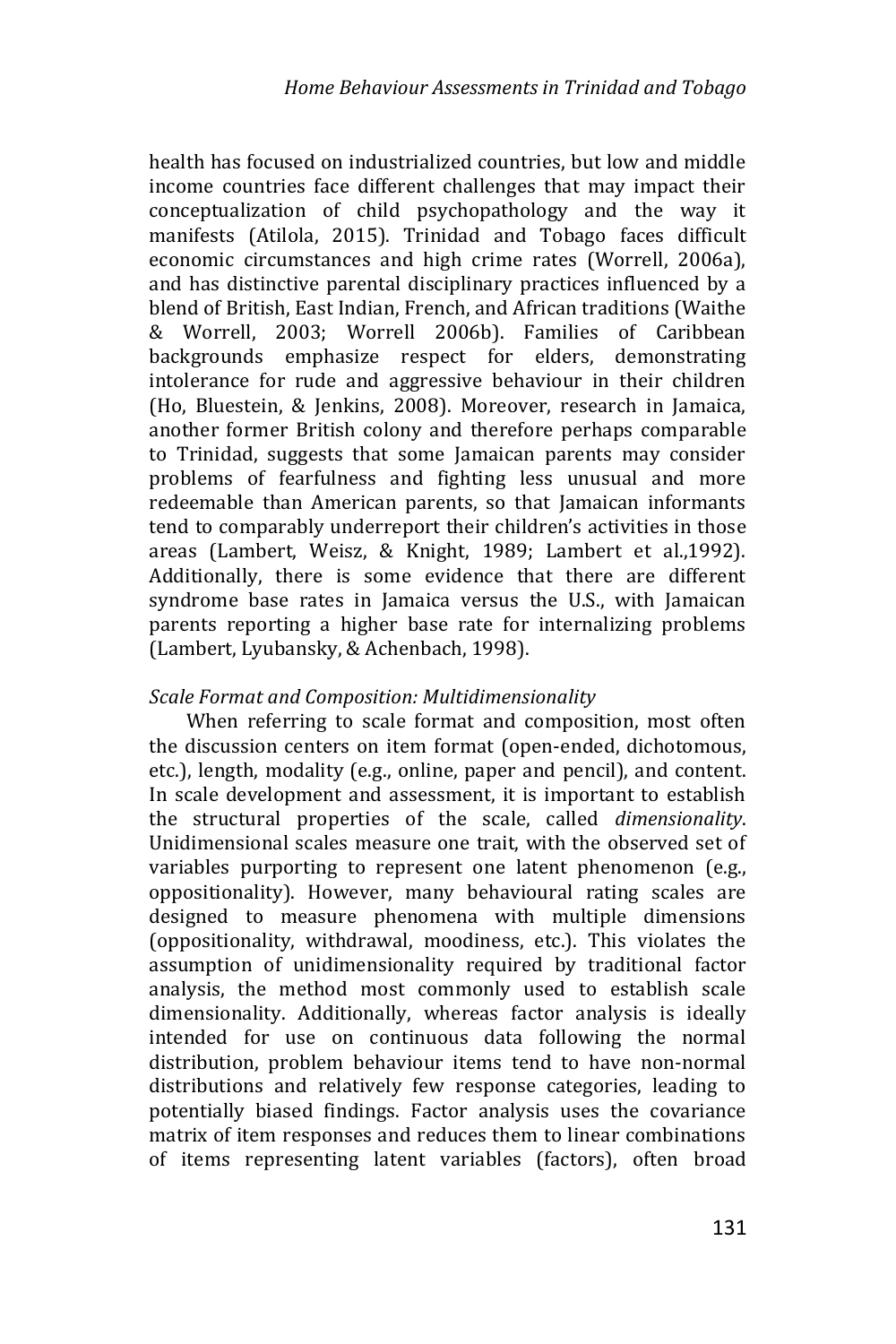health has focused on industrialized countries, but low and middle income countries face different challenges that may impact their conceptualization of child psychopathology and the way it manifests (Atilola, 2015). Trinidad and Tobago faces difficult economic circumstances and high crime rates (Worrell, 2006a), and has distinctive parental disciplinary practices influenced by a blend of British, East Indian, French, and African traditions (Waithe & Worrell, 2003; Worrell 2006b). Families of Caribbean backgrounds emphasize respect for elders, demonstrating intolerance for rude and aggressive behaviour in their children (Ho, Bluestein, & Jenkins, 2008). Moreover, research in Jamaica, another former British colony and therefore perhaps comparable to Trinidad, suggests that some Jamaican parents may consider problems of fearfulness and fighting less unusual and more redeemable than American parents, so that Jamaican informants tend to comparably underreport their children's activities in those areas (Lambert, Weisz, & Knight, 1989; Lambert et al.,1992). Additionally, there is some evidence that there are different syndrome base rates in Jamaica versus the U.S., with Jamaican parents reporting a higher base rate for internalizing problems (Lambert, Lyubansky, & Achenbach, 1998).

*Scale Format and Composition: Multidimensionality*

When referring to scale format and composition, most often the discussion centers on item format (open-ended, dichotomous, etc.), length, modality (e.g., online, paper and pencil), and content. In scale development and assessment, it is important to establish the structural properties of the scale, called *dimensionality*. Unidimensional scales measure one trait, with the observed set of variables purporting to represent one latent phenomenon (e.g., oppositionality). However, many behavioural rating scales are designed to measure phenomena with multiple dimensions (oppositionality, withdrawal, moodiness, etc.). This violates the assumption of unidimensionality required by traditional factor analysis, the method most commonly used to establish scale dimensionality. Additionally, whereas factor analysis is ideally intended for use on continuous data following the normal distribution, problem behaviour items tend to have non-normal distributions and relatively few response categories, leading to potentially biased findings. Factor analysis uses the covariance matrix of item responses and reduces them to linear combinations of items representing latent variables (factors), often broad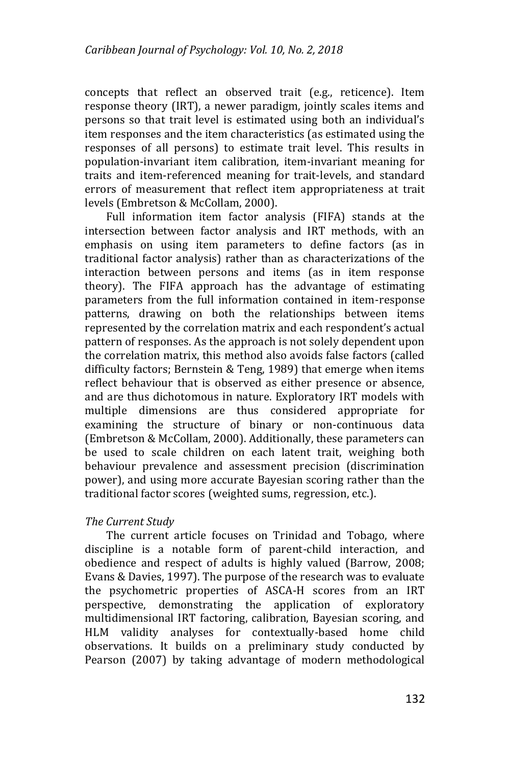concepts that reflect an observed trait (e.g., reticence). Item response theory (IRT), a newer paradigm, jointly scales items and persons so that trait level is estimated using both an individual's item responses and the item characteristics (as estimated using the responses of all persons) to estimate trait level. This results in population-invariant item calibration, item-invariant meaning for traits and item-referenced meaning for trait-levels, and standard errors of measurement that reflect item appropriateness at trait levels (Embretson & McCollam, 2000).

Full information item factor analysis (FIFA) stands at the intersection between factor analysis and IRT methods, with an emphasis on using item parameters to define factors (as in traditional factor analysis) rather than as characterizations of the interaction between persons and items (as in item response theory). The FIFA approach has the advantage of estimating parameters from the full information contained in item-response patterns, drawing on both the relationships between items represented by the correlation matrix and each respondent's actual pattern of responses. As the approach is not solely dependent upon the correlation matrix, this method also avoids false factors (called difficulty factors; Bernstein & Teng, 1989) that emerge when items reflect behaviour that is observed as either presence or absence, and are thus dichotomous in nature. Exploratory IRT models with multiple dimensions are thus considered appropriate for examining the structure of binary or non-continuous data (Embretson & McCollam, 2000). Additionally, these parameters can be used to scale children on each latent trait, weighing both behaviour prevalence and assessment precision (discrimination power), and using more accurate Bayesian scoring rather than the traditional factor scores (weighted sums, regression, etc.).

*The Current Study*

The current article focuses on Trinidad and Tobago, where discipline is a notable form of parent-child interaction, and obedience and respect of adults is highly valued (Barrow, 2008; Evans & Davies, 1997). The purpose of the research was to evaluate the psychometric properties of ASCA-H scores from an IRT perspective, demonstrating the application of exploratory multidimensional IRT factoring, calibration, Bayesian scoring, and HLM validity analyses for contextually-based home child observations. It builds on a preliminary study conducted by Pearson (2007) by taking advantage of modern methodological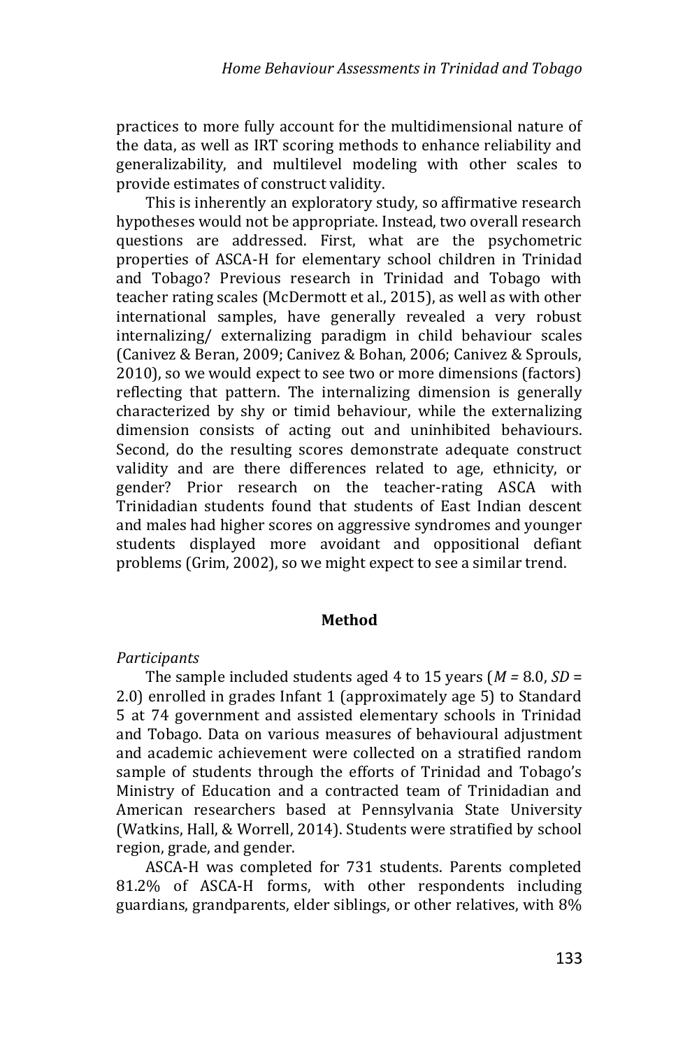practices to more fully account for the multidimensional nature of the data, as well as IRT scoring methods to enhance reliability and generalizability, and multilevel modeling with other scales to provide estimates of construct validity.

This is inherently an exploratory study, so affirmative research hypotheses would not be appropriate. Instead, two overall research questions are addressed. First, what are the psychometric properties of ASCA-H for elementary school children in Trinidad and Tobago? Previous research in Trinidad and Tobago with teacher rating scales (McDermott et al., 2015), as well as with other international samples, have generally revealed a very robust internalizing/ externalizing paradigm in child behaviour scales (Canivez & Beran, 2009; Canivez & Bohan, 2006; Canivez & Sprouls, 2010), so we would expect to see two or more dimensions (factors) reflecting that pattern. The internalizing dimension is generally characterized by shy or timid behaviour, while the externalizing dimension consists of acting out and uninhibited behaviours. Second, do the resulting scores demonstrate adequate construct validity and are there differences related to age, ethnicity, or gender? Prior research on the teacher-rating ASCA with Trinidadian students found that students of East Indian descent and males had higher scores on aggressive syndromes and younger students displayed more avoidant and oppositional defiant problems (Grim, 2002), so we might expect to see a similar trend.

## Method

*Participants*

The sample included students aged 4 to 15 years (*M* = 8.0, *SD* = 2.0) enrolled in grades Infant 1 (approximately age 5) to Standard 5 at 74 government and assisted elementary schools in Trinidad and Tobago. Data on various measures of behavioural adjustment and academic achievement were collected on a stratified random sample of students through the efforts of Trinidad and Tobago's Ministry of Education and a contracted team of Trinidadian and American researchers based at Pennsylvania State University (Watkins, Hall, & Worrell, 2014). Students were stratified by school region, grade, and gender.

ASCA-H was completed for 731 students. Parents completed 81.2% of ASCA-H forms, with other respondents including guardians, grandparents, elder siblings, or other relatives, with 8%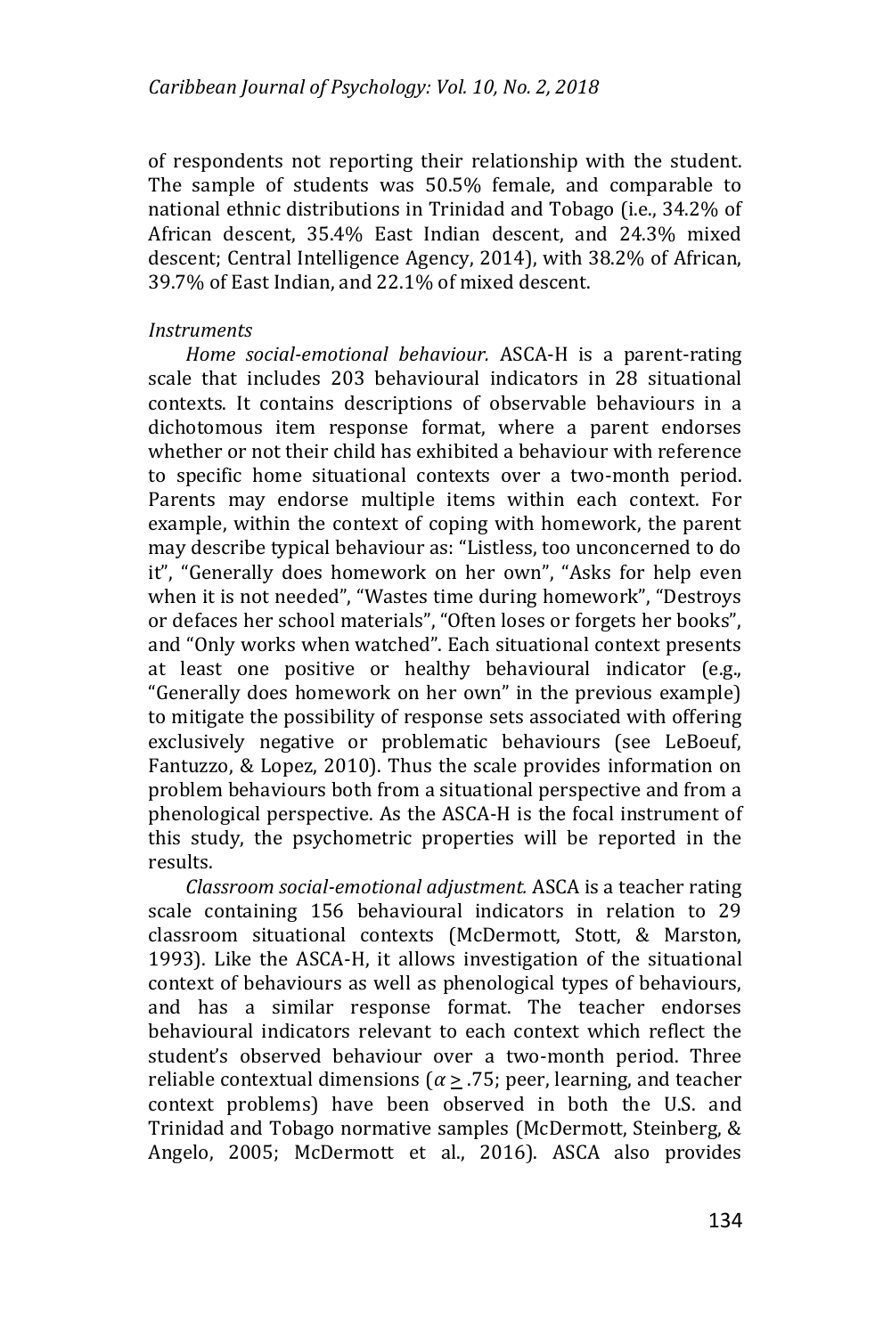of respondents not reporting their relationship with the student. The sample of students was 50.5% female, and comparable to national ethnic distributions in Trinidad and Tobago (i.e., 34.2% of African descent, 35.4% East Indian descent, and 24.3% mixed descent; Central Intelligence Agency, 2014), with 38.2% of African, 39.7% of East Indian, and 22.1% of mixed descent.

*Instruments*

*Home social-emotional behaviour.* ASCA-H is a parent-rating scale that includes 203 behavioural indicators in 28 situational contexts. It contains descriptions of observable behaviours in a dichotomous item response format, where a parent endorses whether or not their child has exhibited a behaviour with reference to specific home situational contexts over a two-month period. Parents may endorse multiple items within each context. For example, within the context of coping with homework, the parent may describe typical behaviour as: "Listless, too unconcerned to do it", "Generally does homework on her own", "Asks for help even when it is not needed", "Wastes time during homework", "Destroys or defaces her school materials", "Often loses or forgets her books", and "Only works when watched". Each situational context presents at least one positive or healthy behavioural indicator (e.g., "Generally does homework on her own" in the previous example) to mitigate the possibility of response sets associated with offering exclusively negative or problematic behaviours (see LeBoeuf, Fantuzzo, & Lopez, 2010). Thus the scale provides information on problem behaviours both from a situational perspective and from a phenological perspective. As the ASCA-H is the focal instrument of this study, the psychometric properties will be reported in the results.

*Classroom social-emotional adjustment.* ASCA is a teacher rating scale containing 156 behavioural indicators in relation to 29 classroom situational contexts (McDermott, Stott, & Marston, 1993). Like the ASCA-H, it allows investigation of the situational context of behaviours as well as phenological types of behaviours, and has a similar response format. The teacher endorses behavioural indicators relevant to each context which reflect the student's observed behaviour over a two-month period. Three reliable contextual dimensions ($\alpha \geq .75$; peer, learning, and teacher context problems) have been observed in both the U.S. and Trinidad and Tobago normative samples (McDermott, Steinberg, & Angelo, 2005; McDermott et al., 2016). ASCA also provides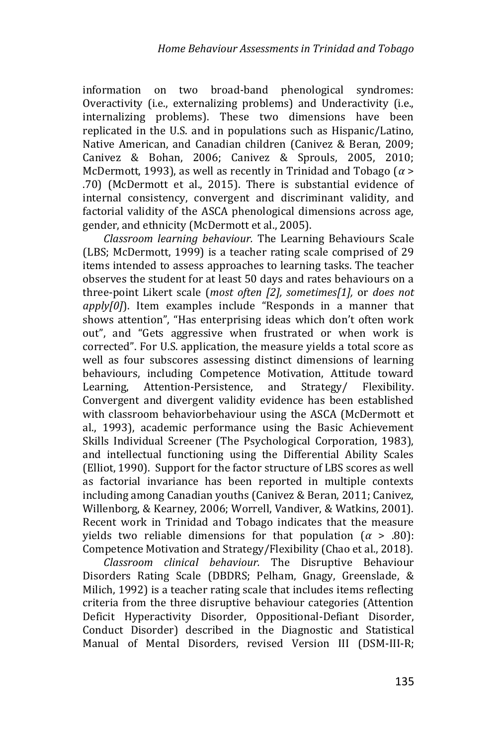information on two broad-band phenological syndromes: Overactivity (i.e., externalizing problems) and Underactivity (i.e., internalizing problems). These two dimensions have been replicated in the U.S. and in populations such as Hispanic/Latino, Native American, and Canadian children (Canivez & Beran, 2009; Canivez & Bohan, 2006; Canivez & Sprouls, 2005, 2010; McDermott, 1993), as well as recently in Trinidad and Tobago ($\alpha >$ .70) (McDermott et al., 2015). There is substantial evidence of internal consistency, convergent and discriminant validity, and factorial validity of the ASCA phenological dimensions across age, gender, and ethnicity (McDermott et al., 2005).

*Classroom learning behaviour.* The Learning Behaviours Scale (LBS; McDermott, 1999) is a teacher rating scale comprised of 29 items intended to assess approaches to learning tasks. The teacher observes the student for at least 50 days and rates behaviours on a three-point Likert scale (*most often [2], sometimes[1],* or *does not apply[0]*). Item examples include "Responds in a manner that shows attention", "Has enterprising ideas which don't often work out", and "Gets aggressive when frustrated or when work is corrected". For U.S. application, the measure yields a total score as well as four subscores assessing distinct dimensions of learning behaviours, including Competence Motivation, Attitude toward Learning, Attention-Persistence, and Strategy/ Flexibility. Convergent and divergent validity evidence has been established with classroom behaviorbehaviour using the ASCA (McDermott et al., 1993), academic performance using the Basic Achievement Skills Individual Screener (The Psychological Corporation, 1983), and intellectual functioning using the Differential Ability Scales (Elliot, 1990). Support for the factor structure of LBS scores as well as factorial invariance has been reported in multiple contexts including among Canadian youths (Canivez & Beran, 2011; Canivez, Willenborg, & Kearney, 2006; Worrell, Vandiver, & Watkins, 2001). Recent work in Trinidad and Tobago indicates that the measure yields two reliable dimensions for that population ($\alpha >$ .80): Competence Motivation and Strategy/Flexibility (Chao et al., 2018).

*Classroom clinical behaviour.* The Disruptive Behaviour Disorders Rating Scale (DBDRS; Pelham, Gnagy, Greenslade, & Milich, 1992) is a teacher rating scale that includes items reflecting criteria from the three disruptive behaviour categories (Attention Deficit Hyperactivity Disorder, Oppositional-Defiant Disorder, Conduct Disorder) described in the Diagnostic and Statistical Manual of Mental Disorders, revised Version III (DSM-III-R;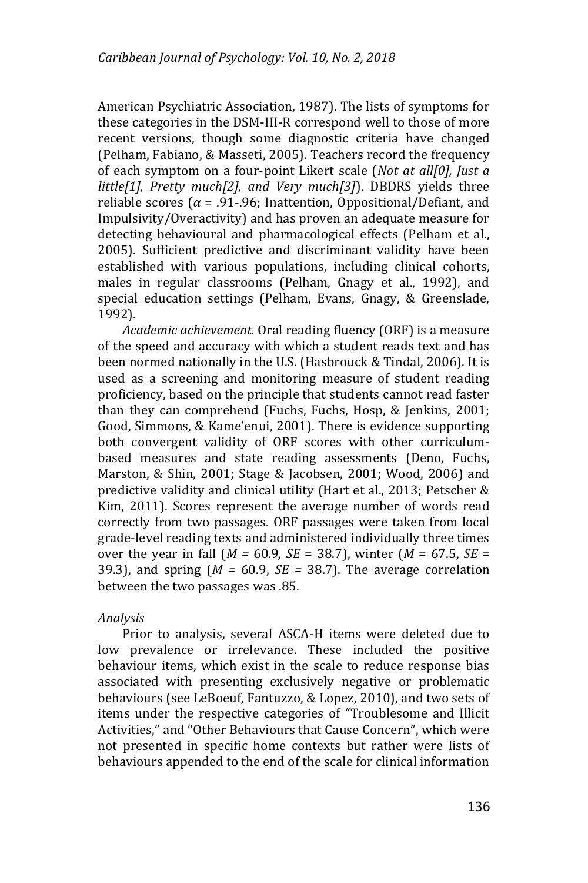American Psychiatric Association, 1987). The lists of symptoms for these categories in the DSM-III-R correspond well to those of more recent versions, though some diagnostic criteria have changed (Pelham, Fabiano, & Masseti, 2005). Teachers record the frequency of each symptom on a four-point Likert scale (*Not at all[0], Just a little[1], Pretty much[2], and Very much[3]*). DBDRS yields three reliable scores ($\alpha$ = .91-.96; Inattention, Oppositional/Defiant, and Impulsivity/Overactivity) and has proven an adequate measure for detecting behavioural and pharmacological effects (Pelham et al., 2005). Sufficient predictive and discriminant validity have been established with various populations, including clinical cohorts, males in regular classrooms (Pelham, Gnagy et al., 1992), and special education settings (Pelham, Evans, Gnagy, & Greenslade, 1992).

*Academic achievement.* Oral reading fluency (ORF) is a measure of the speed and accuracy with which a student reads text and has been normed nationally in the U.S. (Hasbrouck & Tindal, 2006). It is used as a screening and monitoring measure of student reading proficiency, based on the principle that students cannot read faster than they can comprehend (Fuchs, Fuchs, Hosp, & Jenkins, 2001; Good, Simmons, & Kame'enui, 2001). There is evidence supporting both convergent validity of ORF scores with other curriculum-based measures and state reading assessments (Deno, Fuchs, Marston, & Shin, 2001; Stage & Jacobsen, 2001; Wood, 2006) and predictive validity and clinical utility (Hart et al., 2013; Petscher & Kim, 2011). Scores represent the average number of words read correctly from two passages. ORF passages were taken from local grade-level reading texts and administered individually three times over the year in fall ($M$ = 60.9, $SE$ = 38.7), winter ($M$ = 67.5, $SE$ = 39.3), and spring ($M$ = 60.9, $SE$ = 38.7). The average correlation between the two passages was .85.

*Analysis*

Prior to analysis, several ASCA-H items were deleted due to low prevalence or irrelevance. These included the positive behaviour items, which exist in the scale to reduce response bias associated with presenting exclusively negative or problematic behaviours (see LeBoeuf, Fantuzzo, & Lopez, 2010), and two sets of items under the respective categories of "Troublesome and Illicit Activities," and "Other Behaviours that Cause Concern", which were not presented in specific home contexts but rather were lists of behaviours appended to the end of the scale for clinical information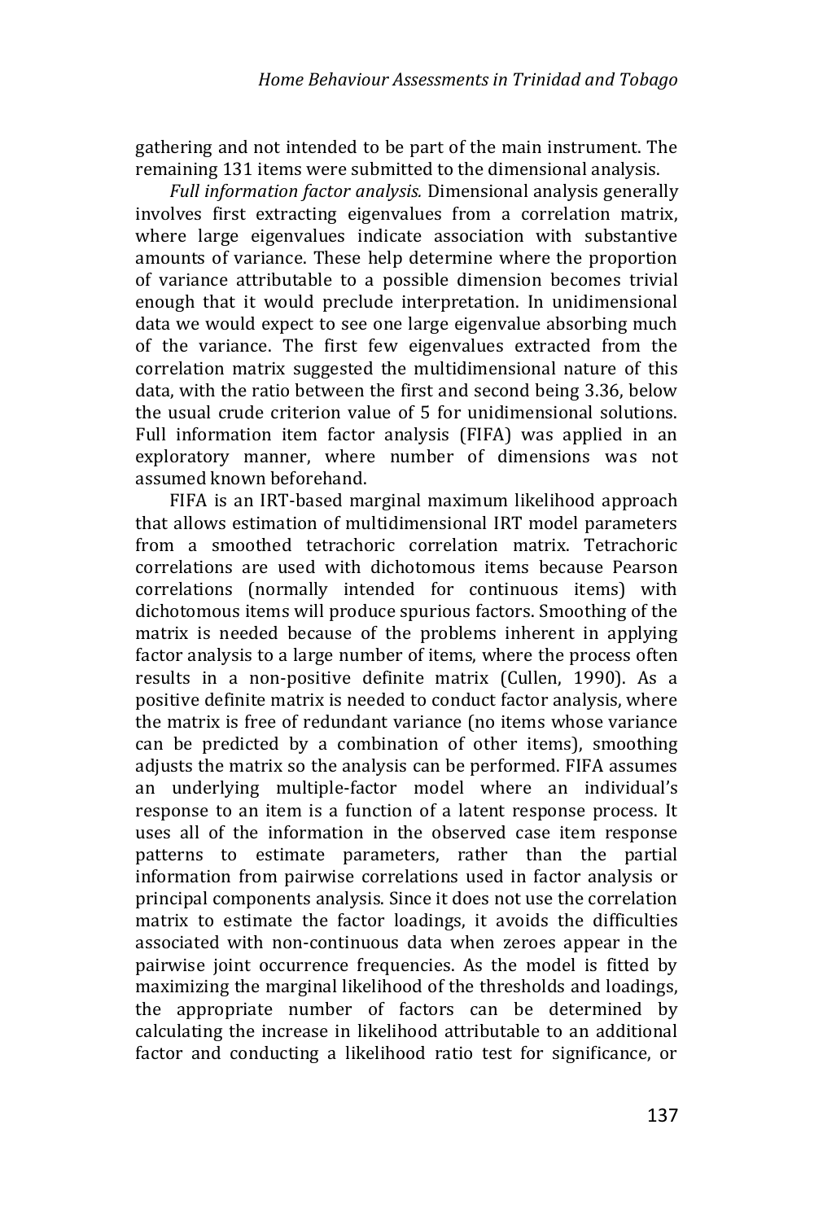gathering and not intended to be part of the main instrument. The remaining 131 items were submitted to the dimensional analysis.

*Full information factor analysis.* Dimensional analysis generally involves first extracting eigenvalues from a correlation matrix, where large eigenvalues indicate association with substantive amounts of variance. These help determine where the proportion of variance attributable to a possible dimension becomes trivial enough that it would preclude interpretation. In unidimensional data we would expect to see one large eigenvalue absorbing much of the variance. The first few eigenvalues extracted from the correlation matrix suggested the multidimensional nature of this data, with the ratio between the first and second being 3.36, below the usual crude criterion value of 5 for unidimensional solutions. Full information item factor analysis (FIFA) was applied in an exploratory manner, where number of dimensions was not assumed known beforehand.

FIFA is an IRT-based marginal maximum likelihood approach that allows estimation of multidimensional IRT model parameters from a smoothed tetrachoric correlation matrix. Tetrachoric correlations are used with dichotomous items because Pearson correlations (normally intended for continuous items) with dichotomous items will produce spurious factors. Smoothing of the matrix is needed because of the problems inherent in applying factor analysis to a large number of items, where the process often results in a non-positive definite matrix (Cullen, 1990). As a positive definite matrix is needed to conduct factor analysis, where the matrix is free of redundant variance (no items whose variance can be predicted by a combination of other items), smoothing adjusts the matrix so the analysis can be performed. FIFA assumes an underlying multiple-factor model where an individual's response to an item is a function of a latent response process. It uses all of the information in the observed case item response patterns to estimate parameters, rather than the partial information from pairwise correlations used in factor analysis or principal components analysis. Since it does not use the correlation matrix to estimate the factor loadings, it avoids the difficulties associated with non-continuous data when zeroes appear in the pairwise joint occurrence frequencies. As the model is fitted by maximizing the marginal likelihood of the thresholds and loadings, the appropriate number of factors can be determined by calculating the increase in likelihood attributable to an additional factor and conducting a likelihood ratio test for significance, or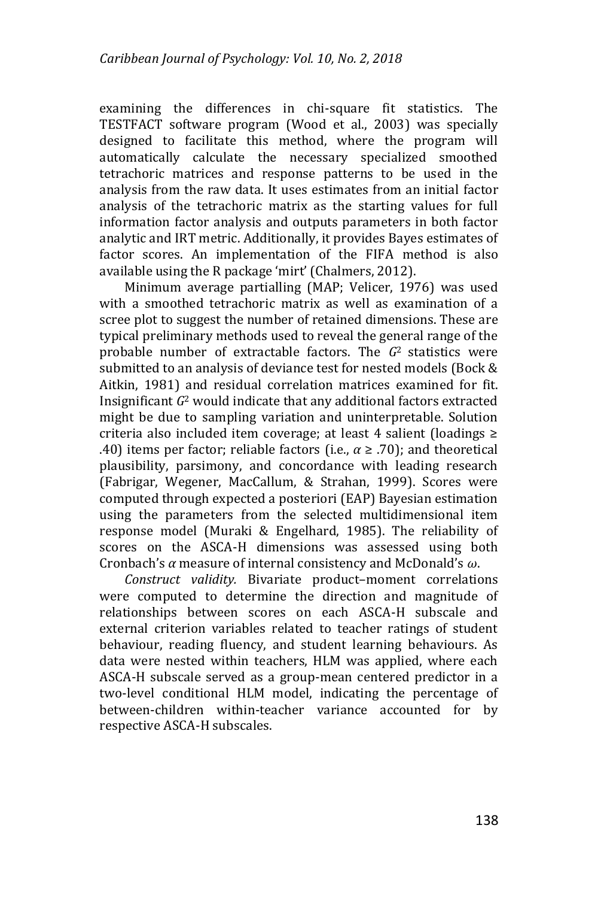examining the differences in chi-square fit statistics. The TESTFACT software program (Wood et al., 2003) was specially designed to facilitate this method, where the program will automatically calculate the necessary specialized smoothed tetrachoric matrices and response patterns to be used in the analysis from the raw data. It uses estimates from an initial factor analysis of the tetrachoric matrix as the starting values for full information factor analysis and outputs parameters in both factor analytic and IRT metric. Additionally, it provides Bayes estimates of factor scores. An implementation of the FIFA method is also available using the R package 'mirt' (Chalmers, 2012).

Minimum average partialling (MAP; Velicer, 1976) was used with a smoothed tetrachoric matrix as well as examination of a scree plot to suggest the number of retained dimensions. These are typical preliminary methods used to reveal the general range of the probable number of extractable factors. The $G^2$ statistics were submitted to an analysis of deviance test for nested models (Bock & Aitkin, 1981) and residual correlation matrices examined for fit. Insignificant $G^2$ would indicate that any additional factors extracted might be due to sampling variation and uninterpretable. Solution criteria also included item coverage; at least 4 salient (loadings ≥ .40) items per factor; reliable factors (i.e., $\alpha \geq .70$); and theoretical plausibility, parsimony, and concordance with leading research (Fabrigar, Wegener, MacCallum, & Strahan, 1999). Scores were computed through expected a posteriori (EAP) Bayesian estimation using the parameters from the selected multidimensional item response model (Muraki & Engelhard, 1985). The reliability of scores on the ASCA-H dimensions was assessed using both Cronbach's $\alpha$ measure of internal consistency and McDonald's $\omega$.

*Construct validity.* Bivariate product–moment correlations were computed to determine the direction and magnitude of relationships between scores on each ASCA-H subscale and external criterion variables related to teacher ratings of student behaviour, reading fluency, and student learning behaviours. As data were nested within teachers, HLM was applied, where each ASCA-H subscale served as a group-mean centered predictor in a two-level conditional HLM model, indicating the percentage of between-children within-teacher variance accounted for by respective ASCA-H subscales.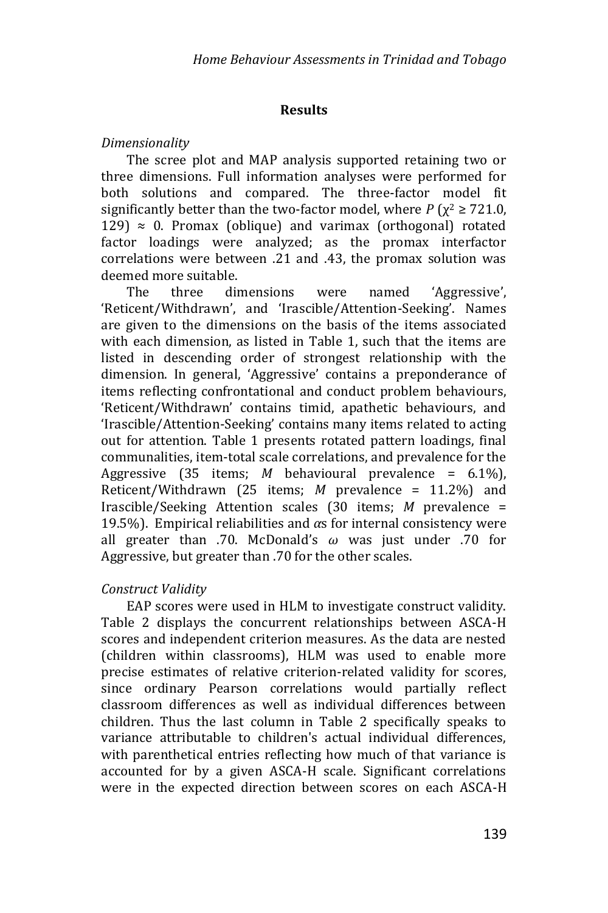## Results

*Dimensionality*

The scree plot and MAP analysis supported retaining two or three dimensions. Full information analyses were performed for both solutions and compared. The three-factor model fit significantly better than the two-factor model, where $P$ ($\chi^2 \geq 721.0$, 129) $\approx$ 0. Promax (oblique) and varimax (orthogonal) rotated factor loadings were analyzed; as the promax interfactor correlations were between .21 and .43, the promax solution was deemed more suitable.

The three dimensions were named 'Aggressive', 'Reticent/Withdrawn', and 'Irascible/Attention-Seeking'. Names are given to the dimensions on the basis of the items associated with each dimension, as listed in Table 1, such that the items are listed in descending order of strongest relationship with the dimension. In general, 'Aggressive' contains a preponderance of items reflecting confrontational and conduct problem behaviours, 'Reticent/Withdrawn' contains timid, apathetic behaviours, and 'Irascible/Attention-Seeking' contains many items related to acting out for attention. Table 1 presents rotated pattern loadings, final communalities, item-total scale correlations, and prevalence for the Aggressive (35 items; *M* behavioural prevalence = 6.1%), Reticent/Withdrawn (25 items; *M* prevalence = 11.2%) and Irascible/Seeking Attention scales (30 items; *M* prevalence = 19.5%). Empirical reliabilities and $\alpha$s for internal consistency were all greater than .70. McDonald's $\omega$ was just under .70 for Aggressive, but greater than .70 for the other scales.

*Construct Validity*

EAP scores were used in HLM to investigate construct validity. Table 2 displays the concurrent relationships between ASCA-H scores and independent criterion measures. As the data are nested (children within classrooms), HLM was used to enable more precise estimates of relative criterion-related validity for scores, since ordinary Pearson correlations would partially reflect classroom differences as well as individual differences between children. Thus the last column in Table 2 specifically speaks to variance attributable to children's actual individual differences, with parenthetical entries reflecting how much of that variance is accounted for by a given ASCA-H scale. Significant correlations were in the expected direction between scores on each ASCA-H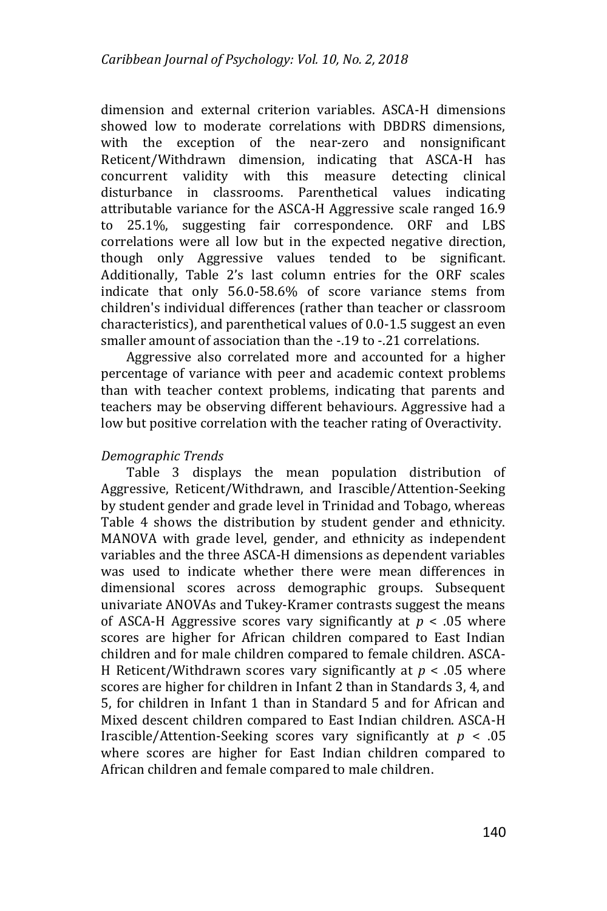dimension and external criterion variables. ASCA-H dimensions showed low to moderate correlations with DBDRS dimensions, with the exception of the near-zero and nonsignificant Reticent/Withdrawn dimension, indicating that ASCA-H has concurrent validity with this measure detecting clinical disturbance in classrooms. Parenthetical values indicating attributable variance for the ASCA-H Aggressive scale ranged 16.9 to 25.1%, suggesting fair correspondence. ORF and LBS correlations were all low but in the expected negative direction, though only Aggressive values tended to be significant. Additionally, Table 2's last column entries for the ORF scales indicate that only 56.0-58.6% of score variance stems from children's individual differences (rather than teacher or classroom characteristics), and parenthetical values of 0.0-1.5 suggest an even smaller amount of association than the -.19 to -.21 correlations.

Aggressive also correlated more and accounted for a higher percentage of variance with peer and academic context problems than with teacher context problems, indicating that parents and teachers may be observing different behaviours. Aggressive had a low but positive correlation with the teacher rating of Overactivity.

*Demographic Trends*

Table 3 displays the mean population distribution of Aggressive, Reticent/Withdrawn, and Irascible/Attention-Seeking by student gender and grade level in Trinidad and Tobago, whereas Table 4 shows the distribution by student gender and ethnicity. MANOVA with grade level, gender, and ethnicity as independent variables and the three ASCA-H dimensions as dependent variables was used to indicate whether there were mean differences in dimensional scores across demographic groups. Subsequent univariate ANOVAs and Tukey-Kramer contrasts suggest the means of ASCA-H Aggressive scores vary significantly at $p < .05$ where scores are higher for African children compared to East Indian children and for male children compared to female children. ASCA-H Reticent/Withdrawn scores vary significantly at $p < .05$ where scores are higher for children in Infant 2 than in Standards 3, 4, and 5, for children in Infant 1 than in Standard 5 and for African and Mixed descent children compared to East Indian children. ASCA-H Irascible/Attention-Seeking scores vary significantly at $p < .05$ where scores are higher for East Indian children compared to African children and female compared to male children.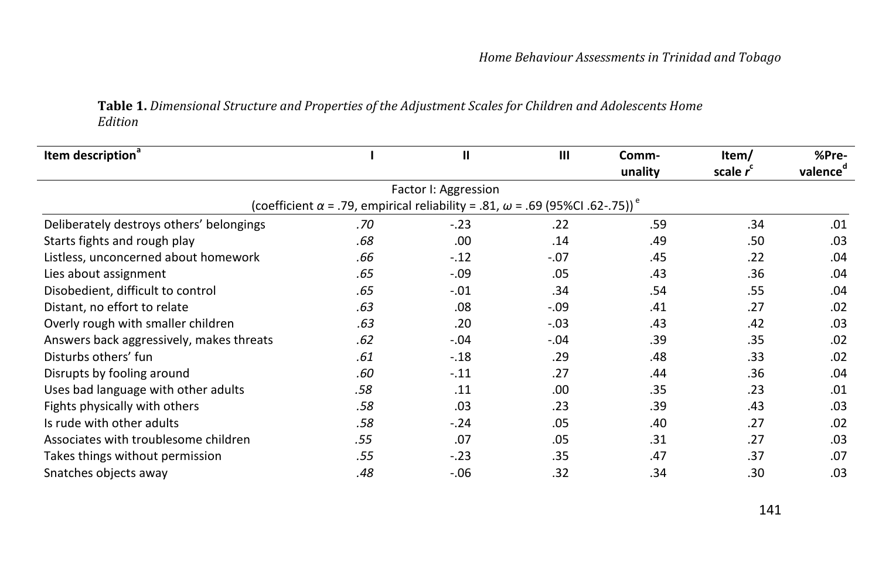**Table 1.** *Dimensional Structure and Properties of the Adjustment Scales for Children and Adolescents Home Edition*

| Item description[a] | I | II | III | Comm-unality | Item/ scale $r$[c] | %Pre-valence[d] |
|---|---|---|---|---|---|---|
| Factor I: Aggression (coefficient $\alpha$ = .79, empirical reliability = .81, $\omega$ = .69 (95%CI .62-.75))[e] | | | | | | |
| Deliberately destroys others' belongings | *.70* | -.23 | .22 | .59 | .34 | .01 |
| Starts fights and rough play | *.68* | .00 | .14 | .49 | .50 | .03 |
| Listless, unconcerned about homework | *.66* | -.12 | -.07 | .45 | .22 | .04 |
| Lies about assignment | *.65* | -.09 | .05 | .43 | .36 | .04 |
| Disobedient, difficult to control | *.65* | -.01 | .34 | .54 | .55 | .04 |
| Distant, no effort to relate | *.63* | .08 | -.09 | .41 | .27 | .02 |
| Overly rough with smaller children | *.63* | .20 | -.03 | .43 | .42 | .03 |
| Answers back aggressively, makes threats | *.62* | -.04 | -.04 | .39 | .35 | .02 |
| Disturbs others' fun | *.61* | -.18 | .29 | .48 | .33 | .02 |
| Disrupts by fooling around | *.60* | -.11 | .27 | .44 | .36 | .04 |
| Uses bad language with other adults | *.58* | .11 | .00 | .35 | .23 | .01 |
| Fights physically with others | *.58* | .03 | .23 | .39 | .43 | .03 |
| Is rude with other adults | *.58* | -.24 | .05 | .40 | .27 | .02 |
| Associates with troublesome children | *.55* | .07 | .05 | .31 | .27 | .03 |
| Takes things without permission | *.55* | -.23 | .35 | .47 | .37 | .07 |
| Snatches objects away | *.48* | -.06 | .32 | .34 | .30 | .03 |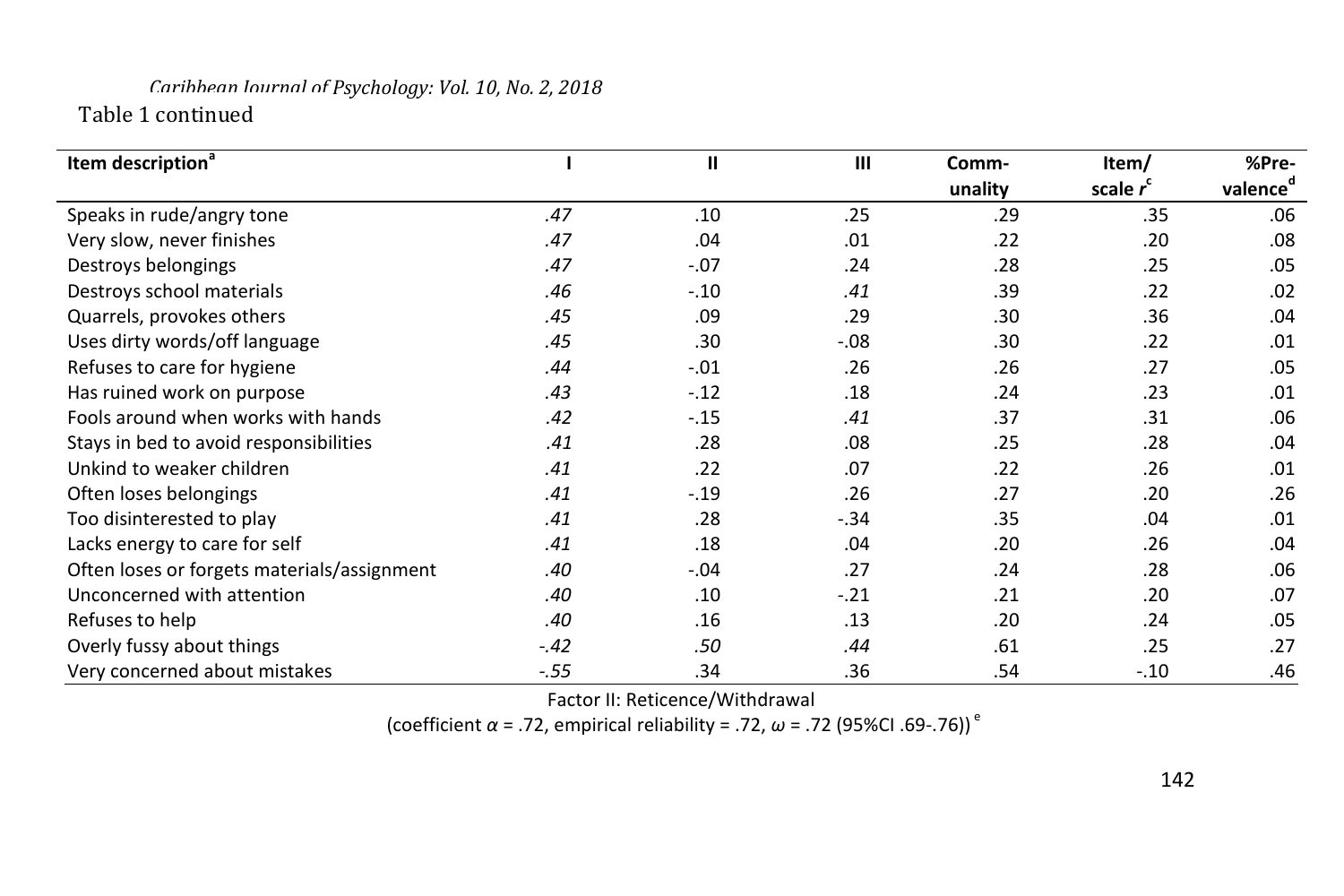Table 1 continued

| Item description[a] | I | II | III | Comm-unality | Item/ scale $r^c$ | %Pre-valence[d] |
|---|---|---|---|---|---|---|
| Speaks in rude/angry tone | *.47* | .10 | .25 | .29 | .35 | .06 |
| Very slow, never finishes | *.47* | .04 | .01 | .22 | .20 | .08 |
| Destroys belongings | *.47* | -.07 | .24 | .28 | .25 | .05 |
| Destroys school materials | *.46* | -.10 | *.41* | .39 | .22 | .02 |
| Quarrels, provokes others | *.45* | .09 | .29 | .30 | .36 | .04 |
| Uses dirty words/off language | *.45* | .30 | -.08 | .30 | .22 | .01 |
| Refuses to care for hygiene | *.44* | -.01 | .26 | .26 | .27 | .05 |
| Has ruined work on purpose | *.43* | -.12 | .18 | .24 | .23 | .01 |
| Fools around when works with hands | *.42* | -.15 | *.41* | .37 | .31 | .06 |
| Stays in bed to avoid responsibilities | *.41* | .28 | .08 | .25 | .28 | .04 |
| Unkind to weaker children | *.41* | .22 | .07 | .22 | .26 | .01 |
| Often loses belongings | *.41* | -.19 | .26 | .27 | .20 | .26 |
| Too disinterested to play | *.41* | .28 | -.34 | .35 | .04 | .01 |
| Lacks energy to care for self | *.41* | .18 | .04 | .20 | .26 | .04 |
| Often loses or forgets materials/assignment | *.40* | -.04 | .27 | .24 | .28 | .06 |
| Unconcerned with attention | *.40* | .10 | -.21 | .21 | .20 | .07 |
| Refuses to help | *.40* | .16 | .13 | .20 | .24 | .05 |
| Overly fussy about things | *-.42* | *.50* | *.44* | .61 | .25 | .27 |
| Very concerned about mistakes | *-.55* | .34 | .36 | .54 | -.10 | .46 |

Factor II: Reticence/Withdrawal

(coefficient $\alpha$ = .72, empirical reliability = .72, $\omega$ = .72 (95%CI .69-.76))[e]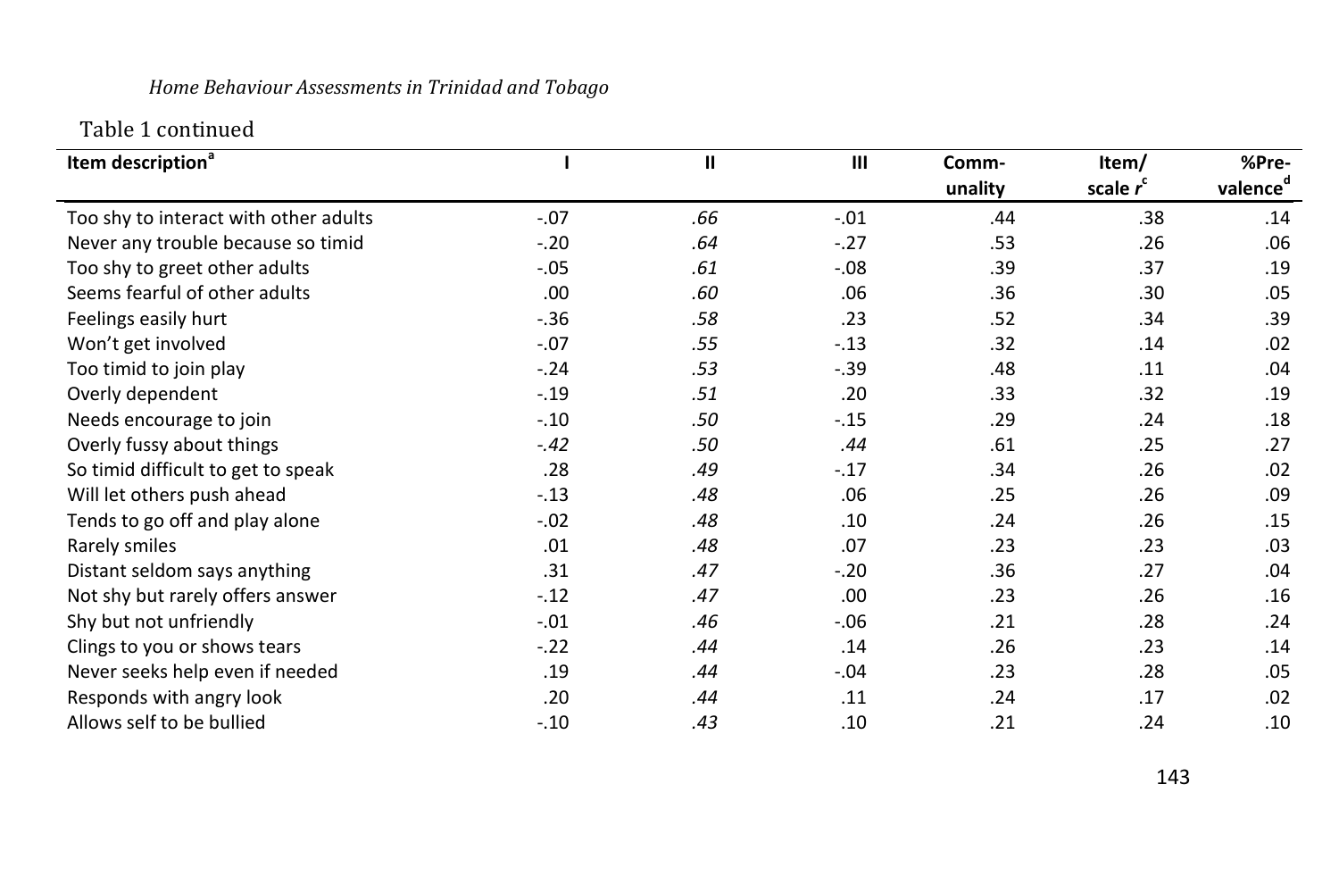Table 1 continued

| Item description[a] | I | II | III | Comm-unality | Item/ scale $r$[c] | %Pre-valence[d] |
|---|---|---|---|---|---|---|
| Too shy to interact with other adults | -.07 | *.66* | -.01 | .44 | .38 | .14 |
| Never any trouble because so timid | -.20 | *.64* | -.27 | .53 | .26 | .06 |
| Too shy to greet other adults | -.05 | *.61* | -.08 | .39 | .37 | .19 |
| Seems fearful of other adults | .00 | *.60* | .06 | .36 | .30 | .05 |
| Feelings easily hurt | -.36 | *.58* | .23 | .52 | .34 | .39 |
| Won't get involved | -.07 | *.55* | -.13 | .32 | .14 | .02 |
| Too timid to join play | -.24 | *.53* | -.39 | .48 | .11 | .04 |
| Overly dependent | -.19 | *.51* | .20 | .33 | .32 | .19 |
| Needs encourage to join | -.10 | *.50* | -.15 | .29 | .24 | .18 |
| Overly fussy about things | *-.42* | *.50* | *.44* | .61 | .25 | .27 |
| So timid difficult to get to speak | .28 | *.49* | -.17 | .34 | .26 | .02 |
| Will let others push ahead | -.13 | *.48* | .06 | .25 | .26 | .09 |
| Tends to go off and play alone | -.02 | *.48* | .10 | .24 | .26 | .15 |
| Rarely smiles | .01 | *.48* | .07 | .23 | .23 | .03 |
| Distant seldom says anything | .31 | *.47* | -.20 | .36 | .27 | .04 |
| Not shy but rarely offers answer | -.12 | *.47* | .00 | .23 | .26 | .16 |
| Shy but not unfriendly | -.01 | *.46* | -.06 | .21 | .28 | .24 |
| Clings to you or shows tears | -.22 | *.44* | .14 | .26 | .23 | .14 |
| Never seeks help even if needed | .19 | *.44* | -.04 | .23 | .28 | .05 |
| Responds with angry look | .20 | *.44* | .11 | .24 | .17 | .02 |
| Allows self to be bullied | -.10 | *.43* | .10 | .21 | .24 | .10 |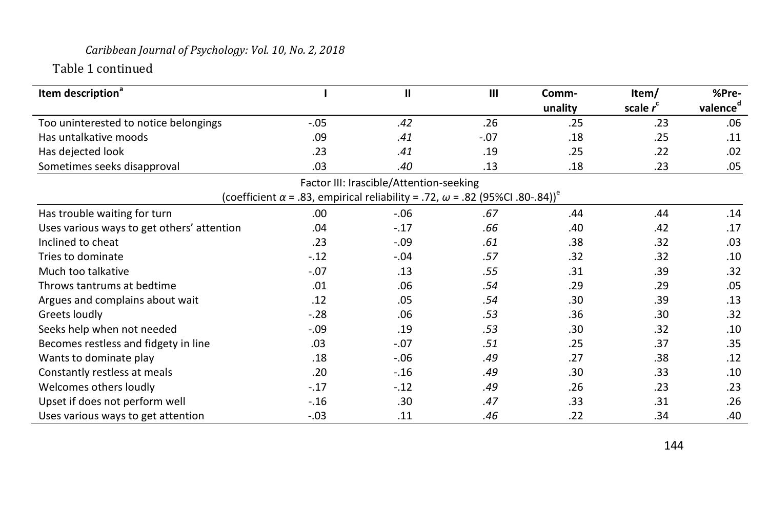Table 1 continued

| Item description[a] | I | II | III | Comm-unality | Item/ scale $r^c$ | %Pre-valence[d] |
|---|---|---|---|---|---|---|
| Too uninterested to notice belongings | -.05 | *.42* | .26 | .25 | .23 | .06 |
| Has untalkative moods | .09 | *.41* | -.07 | .18 | .25 | .11 |
| Has dejected look | .23 | *.41* | .19 | .25 | .22 | .02 |
| Sometimes seeks disapproval | .03 | *.40* | .13 | .18 | .23 | .05 |
| Factor III: Irascible/Attention-seeking (coefficient $\alpha$ = .83, empirical reliability = .72, $\omega$ = .82 (95%CI .80-.84))[e] | | | | | | |
| Has trouble waiting for turn | .00 | -.06 | *.67* | .44 | .44 | .14 |
| Uses various ways to get others' attention | .04 | -.17 | *.66* | .40 | .42 | .17 |
| Inclined to cheat | .23 | -.09 | *.61* | .38 | .32 | .03 |
| Tries to dominate | -.12 | -.04 | *.57* | .32 | .32 | .10 |
| Much too talkative | -.07 | .13 | *.55* | .31 | .39 | .32 |
| Throws tantrums at bedtime | .01 | .06 | *.54* | .29 | .29 | .05 |
| Argues and complains about wait | .12 | .05 | *.54* | .30 | .39 | .13 |
| Greets loudly | -.28 | .06 | *.53* | .36 | .30 | .32 |
| Seeks help when not needed | -.09 | .19 | *.53* | .30 | .32 | .10 |
| Becomes restless and fidgety in line | .03 | -.07 | *.51* | .25 | .37 | .35 |
| Wants to dominate play | .18 | -.06 | *.49* | .27 | .38 | .12 |
| Constantly restless at meals | .20 | -.16 | *.49* | .30 | .33 | .10 |
| Welcomes others loudly | -.17 | -.12 | *.49* | .26 | .23 | .23 |
| Upset if does not perform well | -.16 | .30 | *.47* | .33 | .31 | .26 |
| Uses various ways to get attention | -.03 | .11 | *.46* | .22 | .34 | .40 |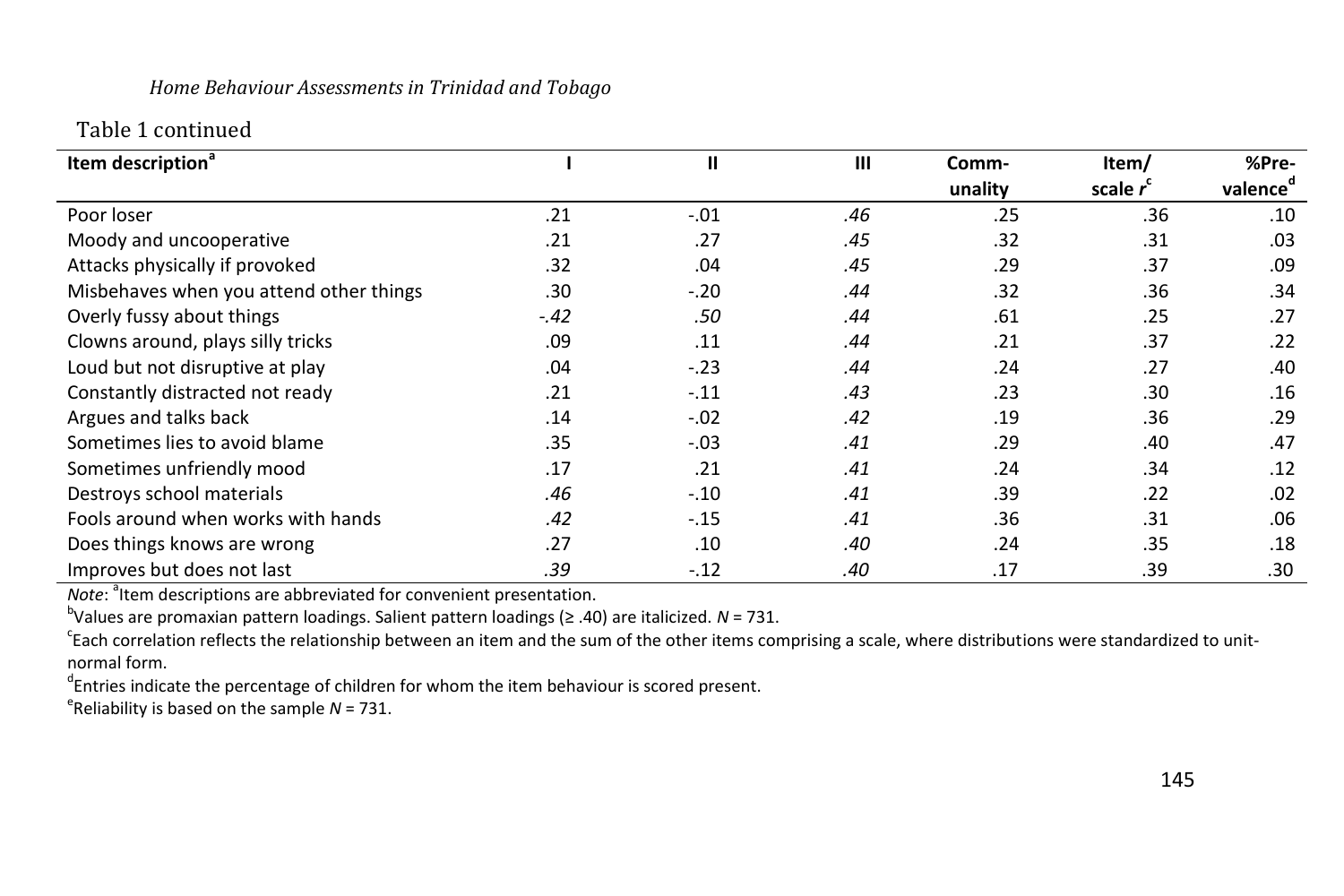Table 1 continued

| Item description[a] | I | II | III | Comm-unality | Item/ scale $r$[c] | %Pre-valence[d] |
|---|---|---|---|---|---|---|
| Poor loser | .21 | -.01 | *.46* | .25 | .36 | .10 |
| Moody and uncooperative | .21 | .27 | *.45* | .32 | .31 | .03 |
| Attacks physically if provoked | .32 | .04 | *.45* | .29 | .37 | .09 |
| Misbehaves when you attend other things | .30 | -.20 | *.44* | .32 | .36 | .34 |
| Overly fussy about things | *-.42* | *.50* | *.44* | .61 | .25 | .27 |
| Clowns around, plays silly tricks | .09 | .11 | *.44* | .21 | .37 | .22 |
| Loud but not disruptive at play | .04 | -.23 | *.44* | .24 | .27 | .40 |
| Constantly distracted not ready | .21 | -.11 | *.43* | .23 | .30 | .16 |
| Argues and talks back | .14 | -.02 | *.42* | .19 | .36 | .29 |
| Sometimes lies to avoid blame | .35 | -.03 | *.41* | .29 | .40 | .47 |
| Sometimes unfriendly mood | .17 | .21 | *.41* | .24 | .34 | .12 |
| Destroys school materials | *.46* | -.10 | *.41* | .39 | .22 | .02 |
| Fools around when works with hands | *.42* | -.15 | *.41* | .36 | .31 | .06 |
| Does things knows are wrong | .27 | .10 | *.40* | .24 | .35 | .18 |
| Improves but does not last | *.39* | -.12 | *.40* | .17 | .39 | .30 |

*Note*: [a]Item descriptions are abbreviated for convenient presentation.

[b]Values are promaxian pattern loadings. Salient pattern loadings (≥ .40) are italicized. $N$ = 731.

[c]Each correlation reflects the relationship between an item and the sum of the other items comprising a scale, where distributions were standardized to unit-normal form.

[d]Entries indicate the percentage of children for whom the item behaviour is scored present.

[e]Reliability is based on the sample $N$ = 731.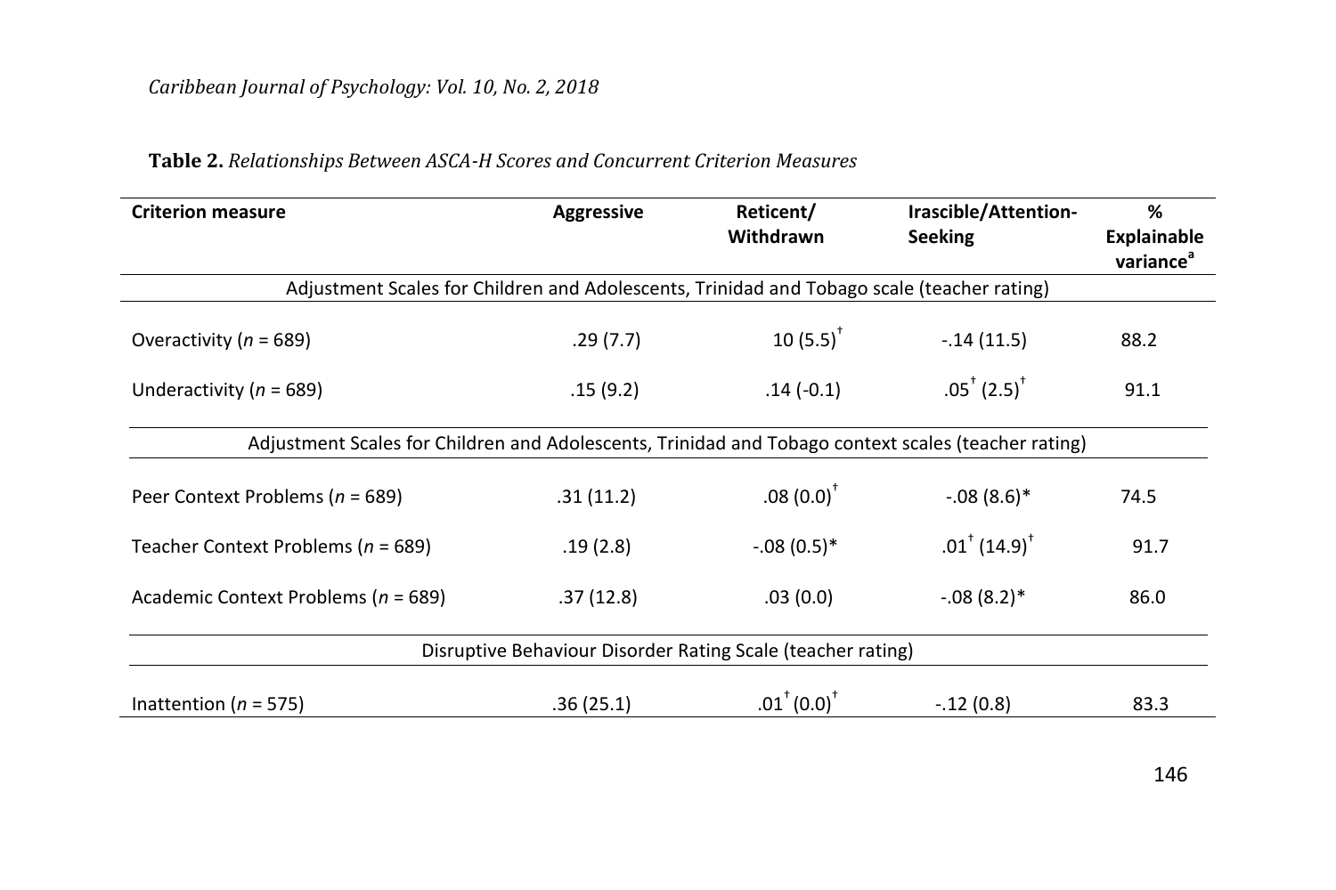**Table 2.** *Relationships Between ASCA-H Scores and Concurrent Criterion Measures*

| Criterion measure | Aggressive | Reticent/ Withdrawn | Irascible/Attention-Seeking | % Explainable variance[a] |
|---|---|---|---|---|
| Adjustment Scales for Children and Adolescents, Trinidad and Tobago scale (teacher rating) | | | | |
| Overactivity ($n$ = 689) | .29 (7.7) | 10 (5.5)[†] | -.14 (11.5) | 88.2 |
| Underactivity ($n$ = 689) | .15 (9.2) | .14 (-0.1) | .05[†] (2.5)[†] | 91.1 |
| Adjustment Scales for Children and Adolescents, Trinidad and Tobago context scales (teacher rating) | | | | |
| Peer Context Problems ($n$ = 689) | .31 (11.2) | .08 (0.0)[†] | -.08 (8.6)* | 74.5 |
| Teacher Context Problems ($n$ = 689) | .19 (2.8) | -.08 (0.5)* | .01[†] (14.9)[†] | 91.7 |
| Academic Context Problems ($n$ = 689) | .37 (12.8) | .03 (0.0) | -.08 (8.2)* | 86.0 |
| Disruptive Behaviour Disorder Rating Scale (teacher rating) | | | | |
| Inattention ($n$ = 575) | .36 (25.1) | .01[†] (0.0)[†] | -.12 (0.8) | 83.3 |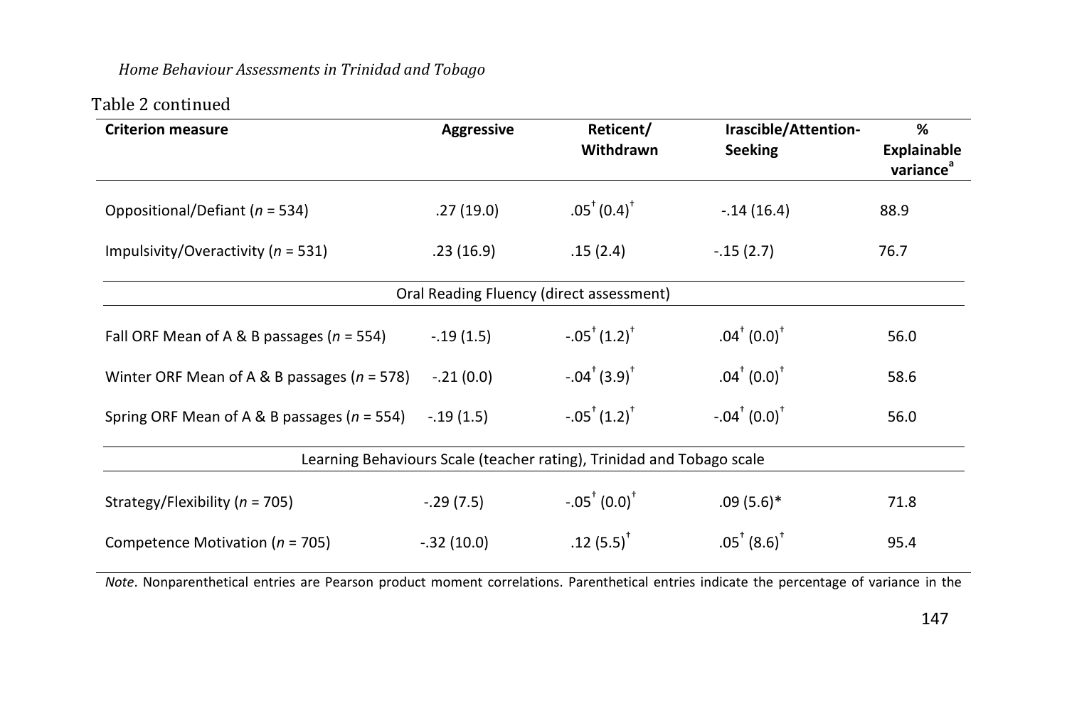Table 2 continued

| Criterion measure | Aggressive | Reticent/ Withdrawn | Irascible/Attention-Seeking | % Explainable variance[a] |
|---|---|---|---|---|
| Oppositional/Defiant (*n* = 534) | .27 (19.0) | .05[†] (0.4)[†] | -.14 (16.4) | 88.9 |
| Impulsivity/Overactivity (*n* = 531) | .23 (16.9) | .15 (2.4) | -.15 (2.7) | 76.7 |
| Oral Reading Fluency (direct assessment) | | | | |
| Fall ORF Mean of A & B passages (*n* = 554) | -.19 (1.5) | -.05[†] (1.2)[†] | .04[†] (0.0)[†] | 56.0 |
| Winter ORF Mean of A & B passages (*n* = 578) | -.21 (0.0) | -.04[†] (3.9)[†] | .04[†] (0.0)[†] | 58.6 |
| Spring ORF Mean of A & B passages (*n* = 554) | -.19 (1.5) | -.05[†] (1.2)[†] | -.04[†] (0.0)[†] | 56.0 |
| Learning Behaviours Scale (teacher rating), Trinidad and Tobago scale | | | | |
| Strategy/Flexibility (*n* = 705) | -.29 (7.5) | -.05[†] (0.0)[†] | .09 (5.6)* | 71.8 |
| Competence Motivation (*n* = 705) | -.32 (10.0) | .12 (5.5)[†] | .05[†] (8.6)[†] | 95.4 |

*Note*. Nonparenthetical entries are Pearson product moment correlations. Parenthetical entries indicate the percentage of variance in the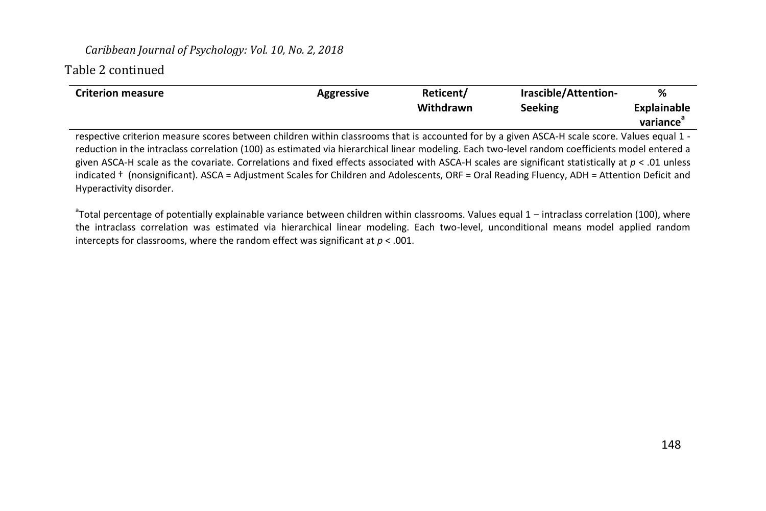Table 2 continued

| Criterion measure | Aggressive | Reticent/ Withdrawn | Irascible/Attention-Seeking | % Explainable variance[a] |
| --- | --- | --- | --- | --- |

respective criterion measure scores between children within classrooms that is accounted for by a given ASCA-H scale score. Values equal 1 - reduction in the intraclass correlation (100) as estimated via hierarchical linear modeling. Each two-level random coefficients model entered a given ASCA-H scale as the covariate. Correlations and fixed effects associated with ASCA-H scales are significant statistically at $p < .01$ unless indicated † (nonsignificant). ASCA = Adjustment Scales for Children and Adolescents, ORF = Oral Reading Fluency, ADH = Attention Deficit and Hyperactivity disorder.

[a]Total percentage of potentially explainable variance between children within classrooms. Values equal 1 – intraclass correlation (100), where the intraclass correlation was estimated via hierarchical linear modeling. Each two-level, unconditional means model applied random intercepts for classrooms, where the random effect was significant at $p < .001$.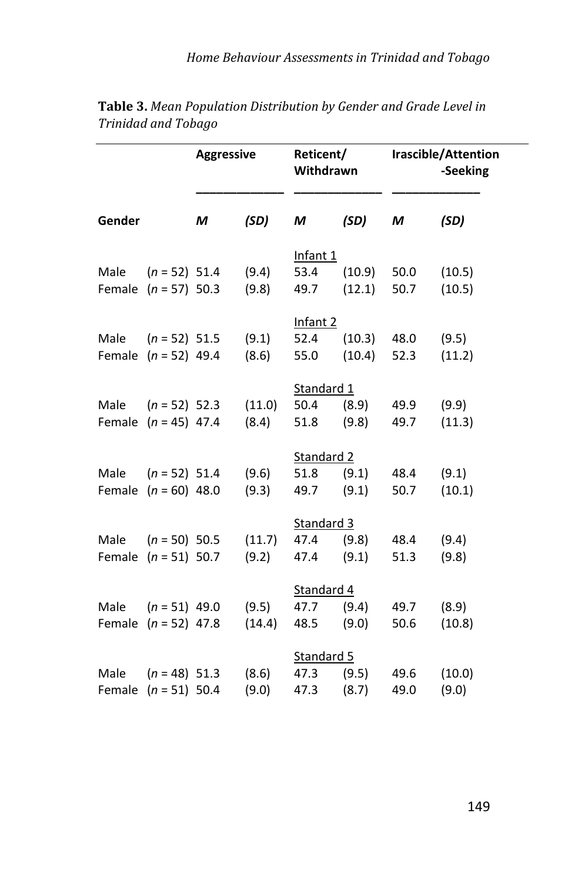**Table 3.** *Mean Population Distribution by Gender and Grade Level in Trinidad and Tobago*

| Gender | | Aggressive | | Reticent/ Withdrawn | | Irascible/Attention -Seeking | |
|---|---|---|---|---|---|---|---|
| | | *M* | *(SD)* | *M* | *(SD)* | *M* | *(SD)* |
| | | | | Infant 1 | | | |
| Male | (*n* = 52) | 51.4 | (9.4) | 53.4 | (10.9) | 50.0 | (10.5) |
| Female | (*n* = 57) | 50.3 | (9.8) | 49.7 | (12.1) | 50.7 | (10.5) |
| | | | | Infant 2 | | | |
| Male | (*n* = 52) | 51.5 | (9.1) | 52.4 | (10.3) | 48.0 | (9.5) |
| Female | (*n* = 52) | 49.4 | (8.6) | 55.0 | (10.4) | 52.3 | (11.2) |
| | | | | Standard 1 | | | |
| Male | (*n* = 52) | 52.3 | (11.0) | 50.4 | (8.9) | 49.9 | (9.9) |
| Female | (*n* = 45) | 47.4 | (8.4) | 51.8 | (9.8) | 49.7 | (11.3) |
| | | | | Standard 2 | | | |
| Male | (*n* = 52) | 51.4 | (9.6) | 51.8 | (9.1) | 48.4 | (9.1) |
| Female | (*n* = 60) | 48.0 | (9.3) | 49.7 | (9.1) | 50.7 | (10.1) |
| | | | | Standard 3 | | | |
| Male | (*n* = 50) | 50.5 | (11.7) | 47.4 | (9.8) | 48.4 | (9.4) |
| Female | (*n* = 51) | 50.7 | (9.2) | 47.4 | (9.1) | 51.3 | (9.8) |
| | | | | Standard 4 | | | |
| Male | (*n* = 51) | 49.0 | (9.5) | 47.7 | (9.4) | 49.7 | (8.9) |
| Female | (*n* = 52) | 47.8 | (14.4) | 48.5 | (9.0) | 50.6 | (10.8) |
| | | | | Standard 5 | | | |
| Male | (*n* = 48) | 51.3 | (8.6) | 47.3 | (9.5) | 49.6 | (10.0) |
| Female | (*n* = 51) | 50.4 | (9.0) | 47.3 | (8.7) | 49.0 | (9.0) |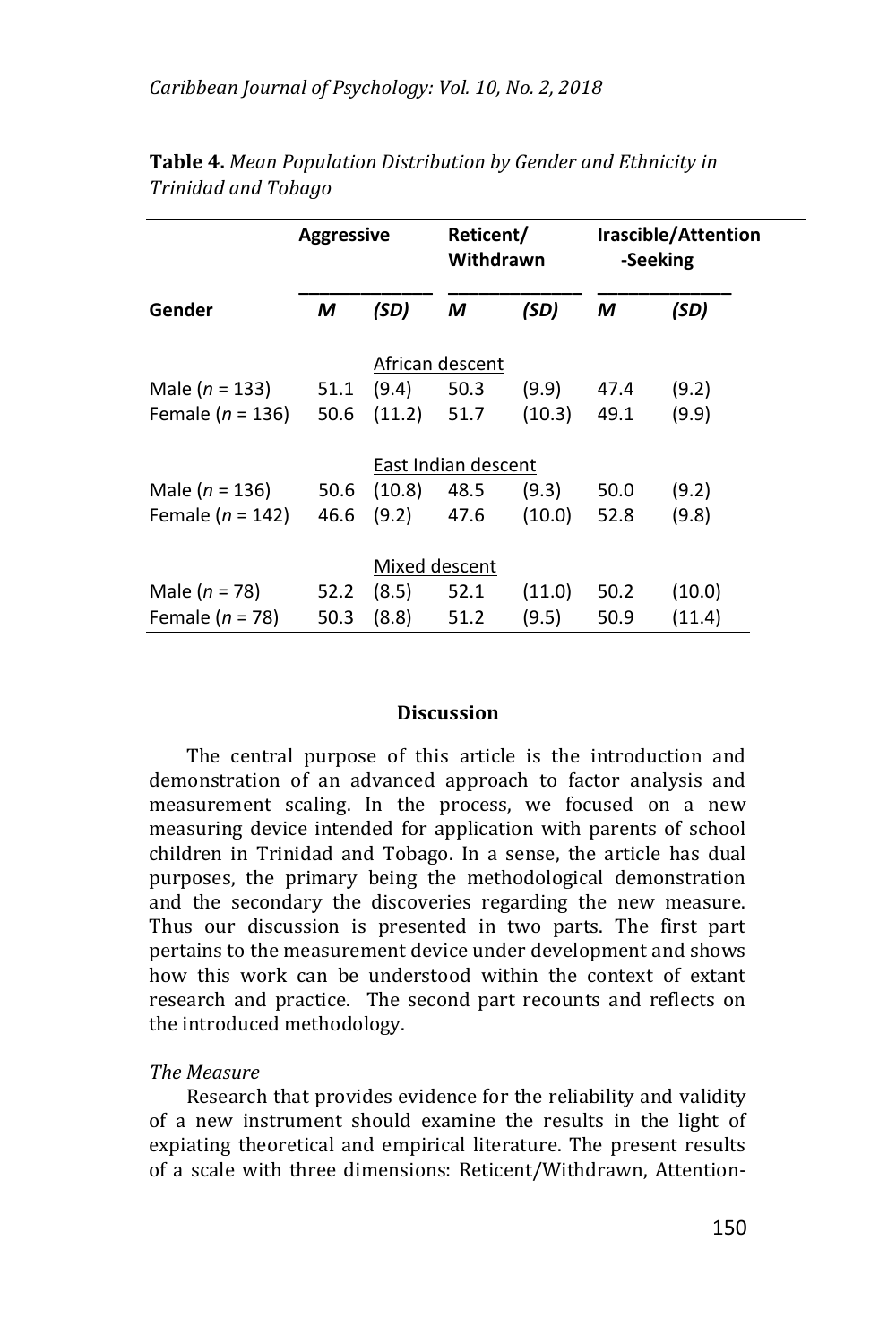**Table 4.** *Mean Population Distribution by Gender and Ethnicity in Trinidad and Tobago*

| | Aggressive | | Reticent/ Withdrawn | | Irascible/Attention -Seeking | |
|---|---|---|---|---|---|---|
| **Gender** | ***M*** | ***(SD)*** | ***M*** | ***(SD)*** | ***M*** | ***(SD)*** |
| | | African descent | | | | |
| Male ($n$ = 133) | 51.1 | (9.4) | 50.3 | (9.9) | 47.4 | (9.2) |
| Female ($n$ = 136) | 50.6 | (11.2) | 51.7 | (10.3) | 49.1 | (9.9) |
| | | East Indian descent | | | | |
| Male ($n$ = 136) | 50.6 | (10.8) | 48.5 | (9.3) | 50.0 | (9.2) |
| Female ($n$ = 142) | 46.6 | (9.2) | 47.6 | (10.0) | 52.8 | (9.8) |
| | | Mixed descent | | | | |
| Male ($n$ = 78) | 52.2 | (8.5) | 52.1 | (11.0) | 50.2 | (10.0) |
| Female ($n$ = 78) | 50.3 | (8.8) | 51.2 | (9.5) | 50.9 | (11.4) |

## Discussion

The central purpose of this article is the introduction and demonstration of an advanced approach to factor analysis and measurement scaling. In the process, we focused on a new measuring device intended for application with parents of school children in Trinidad and Tobago. In a sense, the article has dual purposes, the primary being the methodological demonstration and the secondary the discoveries regarding the new measure. Thus our discussion is presented in two parts. The first part pertains to the measurement device under development and shows how this work can be understood within the context of extant research and practice. The second part recounts and reflects on the introduced methodology.

### *The Measure*

Research that provides evidence for the reliability and validity of a new instrument should examine the results in the light of expiating theoretical and empirical literature. The present results of a scale with three dimensions: Reticent/Withdrawn, Attention-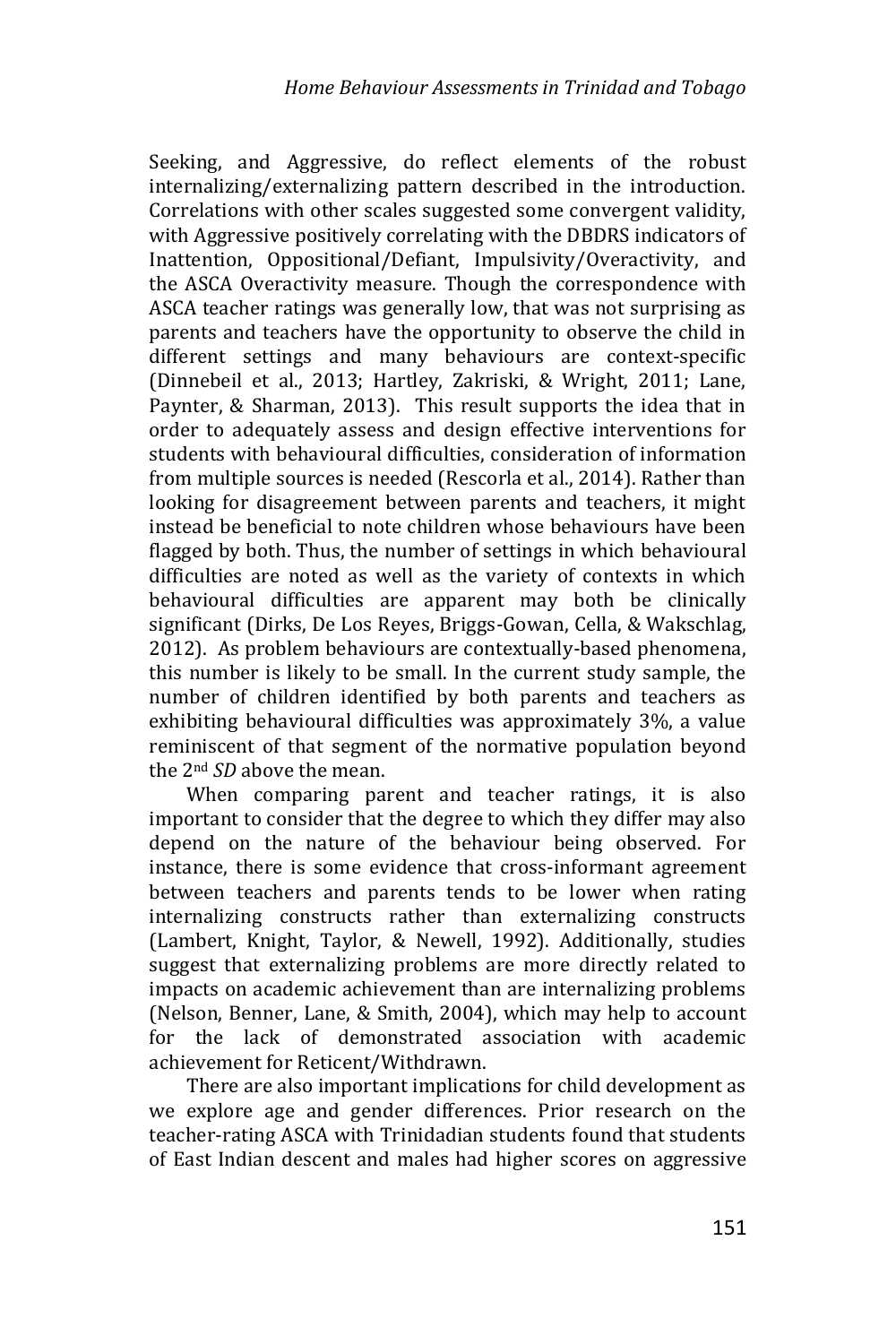Seeking, and Aggressive, do reflect elements of the robust internalizing/externalizing pattern described in the introduction. Correlations with other scales suggested some convergent validity, with Aggressive positively correlating with the DBDRS indicators of Inattention, Oppositional/Defiant, Impulsivity/Overactivity, and the ASCA Overactivity measure. Though the correspondence with ASCA teacher ratings was generally low, that was not surprising as parents and teachers have the opportunity to observe the child in different settings and many behaviours are context-specific (Dinnebeil et al., 2013; Hartley, Zakriski, & Wright, 2011; Lane, Paynter, & Sharman, 2013). This result supports the idea that in order to adequately assess and design effective interventions for students with behavioural difficulties, consideration of information from multiple sources is needed (Rescorla et al., 2014). Rather than looking for disagreement between parents and teachers, it might instead be beneficial to note children whose behaviours have been flagged by both. Thus, the number of settings in which behavioural difficulties are noted as well as the variety of contexts in which behavioural difficulties are apparent may both be clinically significant (Dirks, De Los Reyes, Briggs-Gowan, Cella, & Wakschlag, 2012). As problem behaviours are contextually-based phenomena, this number is likely to be small. In the current study sample, the number of children identified by both parents and teachers as exhibiting behavioural difficulties was approximately 3%, a value reminiscent of that segment of the normative population beyond the 2nd *SD* above the mean.

When comparing parent and teacher ratings, it is also important to consider that the degree to which they differ may also depend on the nature of the behaviour being observed. For instance, there is some evidence that cross-informant agreement between teachers and parents tends to be lower when rating internalizing constructs rather than externalizing constructs (Lambert, Knight, Taylor, & Newell, 1992). Additionally, studies suggest that externalizing problems are more directly related to impacts on academic achievement than are internalizing problems (Nelson, Benner, Lane, & Smith, 2004), which may help to account for the lack of demonstrated association with academic achievement for Reticent/Withdrawn.

There are also important implications for child development as we explore age and gender differences. Prior research on the teacher-rating ASCA with Trinidadian students found that students of East Indian descent and males had higher scores on aggressive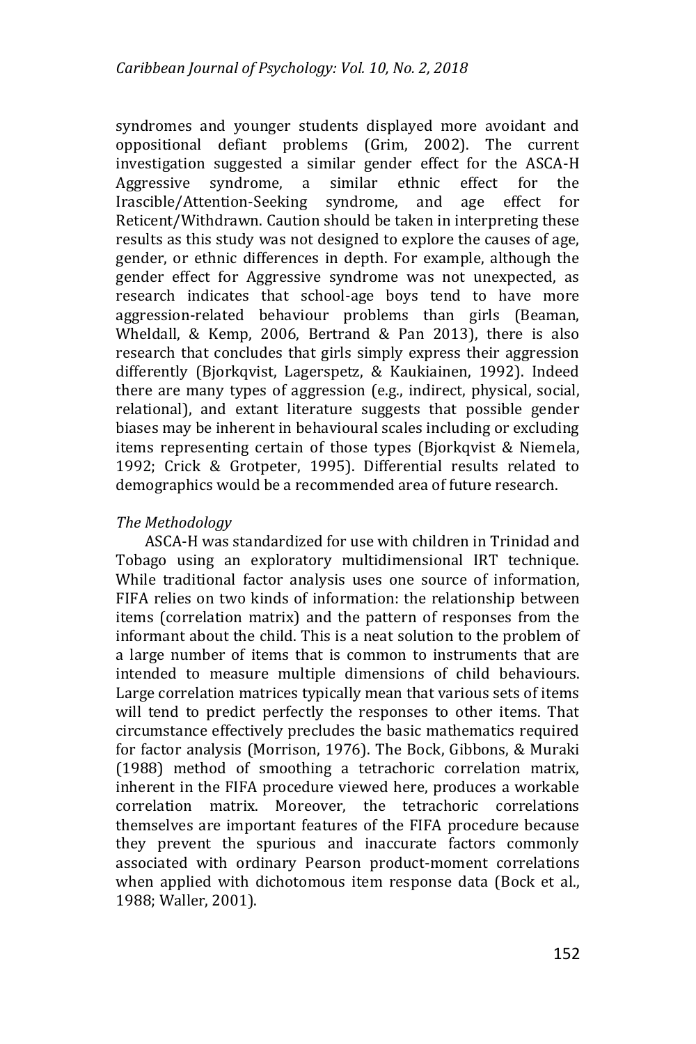syndromes and younger students displayed more avoidant and oppositional defiant problems (Grim, 2002). The current investigation suggested a similar gender effect for the ASCA-H Aggressive syndrome, a similar ethnic effect for the Irascible/Attention-Seeking syndrome, and age effect for Reticent/Withdrawn. Caution should be taken in interpreting these results as this study was not designed to explore the causes of age, gender, or ethnic differences in depth. For example, although the gender effect for Aggressive syndrome was not unexpected, as research indicates that school-age boys tend to have more aggression-related behaviour problems than girls (Beaman, Wheldall, & Kemp, 2006, Bertrand & Pan 2013), there is also research that concludes that girls simply express their aggression differently (Bjorkqvist, Lagerspetz, & Kaukiainen, 1992). Indeed there are many types of aggression (e.g., indirect, physical, social, relational), and extant literature suggests that possible gender biases may be inherent in behavioural scales including or excluding items representing certain of those types (Bjorkqvist & Niemela, 1992; Crick & Grotpeter, 1995). Differential results related to demographics would be a recommended area of future research.

*The Methodology*

ASCA-H was standardized for use with children in Trinidad and Tobago using an exploratory multidimensional IRT technique. While traditional factor analysis uses one source of information, FIFA relies on two kinds of information: the relationship between items (correlation matrix) and the pattern of responses from the informant about the child. This is a neat solution to the problem of a large number of items that is common to instruments that are intended to measure multiple dimensions of child behaviours. Large correlation matrices typically mean that various sets of items will tend to predict perfectly the responses to other items. That circumstance effectively precludes the basic mathematics required for factor analysis (Morrison, 1976). The Bock, Gibbons, & Muraki (1988) method of smoothing a tetrachoric correlation matrix, inherent in the FIFA procedure viewed here, produces a workable correlation matrix. Moreover, the tetrachoric correlations themselves are important features of the FIFA procedure because they prevent the spurious and inaccurate factors commonly associated with ordinary Pearson product-moment correlations when applied with dichotomous item response data (Bock et al., 1988; Waller, 2001).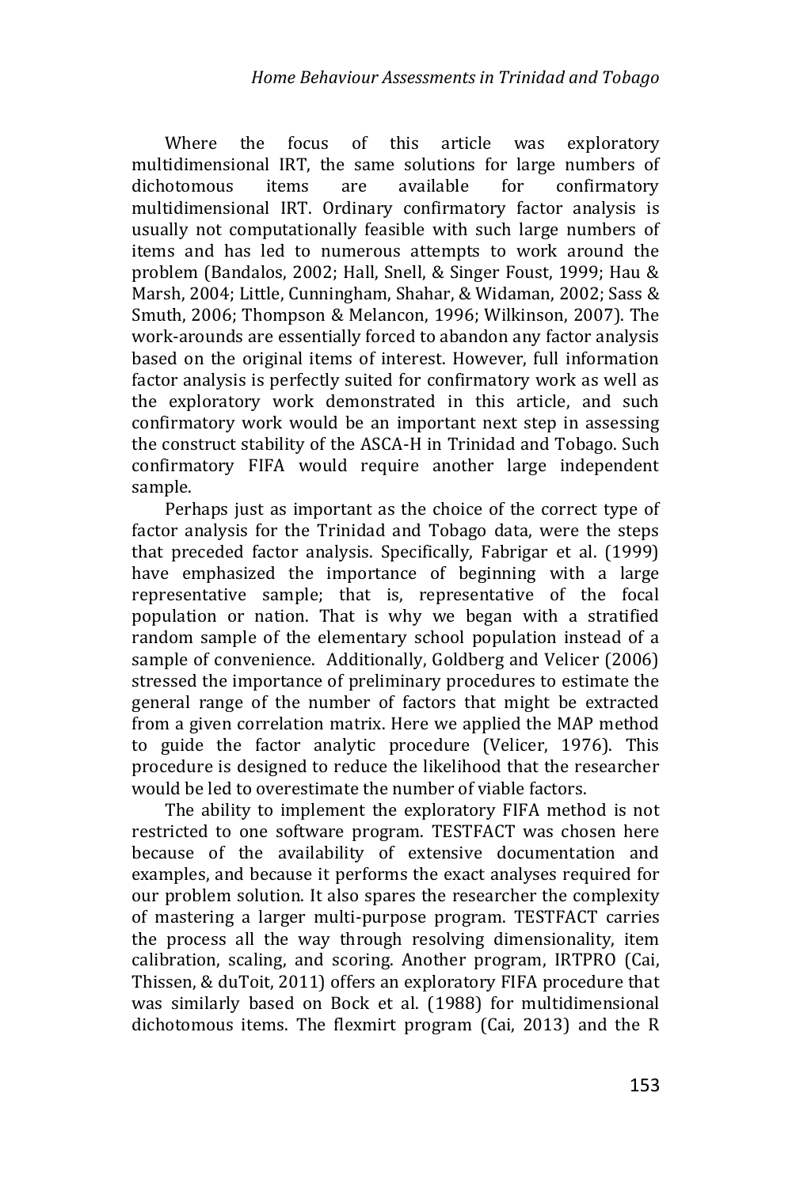Where the focus of this article was exploratory multidimensional IRT, the same solutions for large numbers of dichotomous items are available for confirmatory multidimensional IRT. Ordinary confirmatory factor analysis is usually not computationally feasible with such large numbers of items and has led to numerous attempts to work around the problem (Bandalos, 2002; Hall, Snell, & Singer Foust, 1999; Hau & Marsh, 2004; Little, Cunningham, Shahar, & Widaman, 2002; Sass & Smuth, 2006; Thompson & Melancon, 1996; Wilkinson, 2007). The work-arounds are essentially forced to abandon any factor analysis based on the original items of interest. However, full information factor analysis is perfectly suited for confirmatory work as well as the exploratory work demonstrated in this article, and such confirmatory work would be an important next step in assessing the construct stability of the ASCA-H in Trinidad and Tobago. Such confirmatory FIFA would require another large independent sample.

Perhaps just as important as the choice of the correct type of factor analysis for the Trinidad and Tobago data, were the steps that preceded factor analysis. Specifically, Fabrigar et al. (1999) have emphasized the importance of beginning with a large representative sample; that is, representative of the focal population or nation. That is why we began with a stratified random sample of the elementary school population instead of a sample of convenience. Additionally, Goldberg and Velicer (2006) stressed the importance of preliminary procedures to estimate the general range of the number of factors that might be extracted from a given correlation matrix. Here we applied the MAP method to guide the factor analytic procedure (Velicer, 1976). This procedure is designed to reduce the likelihood that the researcher would be led to overestimate the number of viable factors.

The ability to implement the exploratory FIFA method is not restricted to one software program. TESTFACT was chosen here because of the availability of extensive documentation and examples, and because it performs the exact analyses required for our problem solution. It also spares the researcher the complexity of mastering a larger multi-purpose program. TESTFACT carries the process all the way through resolving dimensionality, item calibration, scaling, and scoring. Another program, IRTPRO (Cai, Thissen, & duToit, 2011) offers an exploratory FIFA procedure that was similarly based on Bock et al. (1988) for multidimensional dichotomous items. The flexmirt program (Cai, 2013) and the R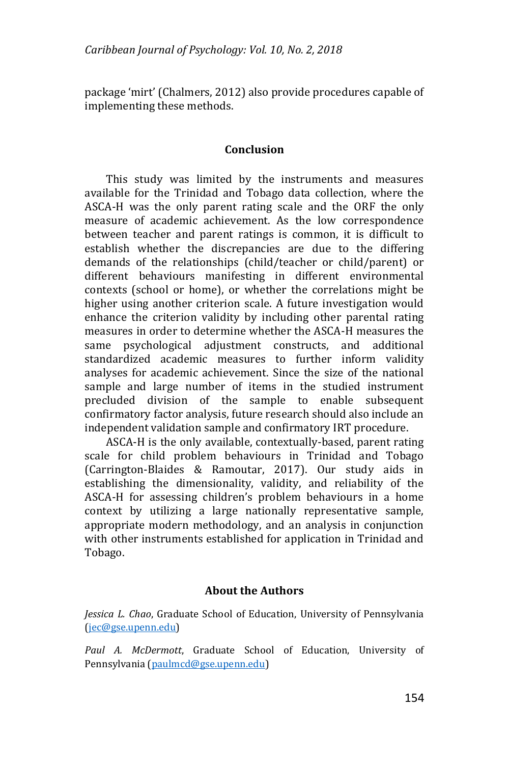package 'mirt' (Chalmers, 2012) also provide procedures capable of implementing these methods.

## Conclusion

This study was limited by the instruments and measures available for the Trinidad and Tobago data collection, where the ASCA-H was the only parent rating scale and the ORF the only measure of academic achievement. As the low correspondence between teacher and parent ratings is common, it is difficult to establish whether the discrepancies are due to the differing demands of the relationships (child/teacher or child/parent) or different behaviours manifesting in different environmental contexts (school or home), or whether the correlations might be higher using another criterion scale. A future investigation would enhance the criterion validity by including other parental rating measures in order to determine whether the ASCA-H measures the same psychological adjustment constructs, and additional standardized academic measures to further inform validity analyses for academic achievement. Since the size of the national sample and large number of items in the studied instrument precluded division of the sample to enable subsequent confirmatory factor analysis, future research should also include an independent validation sample and confirmatory IRT procedure.

ASCA-H is the only available, contextually-based, parent rating scale for child problem behaviours in Trinidad and Tobago (Carrington-Blaides & Ramoutar, 2017). Our study aids in establishing the dimensionality, validity, and reliability of the ASCA-H for assessing children's problem behaviours in a home context by utilizing a large nationally representative sample, appropriate modern methodology, and an analysis in conjunction with other instruments established for application in Trinidad and Tobago.

## About the Authors

*Jessica L. Chao*, Graduate School of Education, University of Pennsylvania (jec@gse.upenn.edu)

*Paul A. McDermott*, Graduate School of Education, University of Pennsylvania (paulmcd@gse.upenn.edu)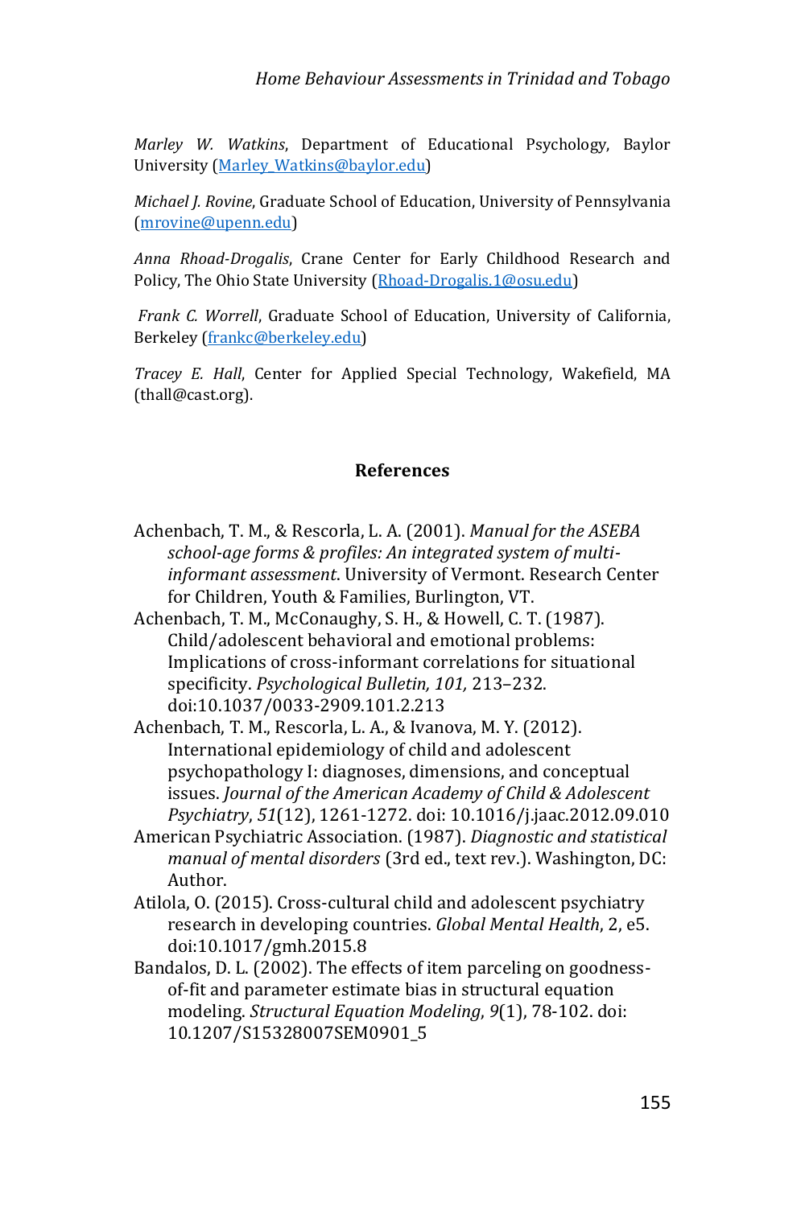*Marley W. Watkins*, Department of Educational Psychology, Baylor University (Marley_Watkins@baylor.edu)

*Michael J. Rovine*, Graduate School of Education, University of Pennsylvania (mrovine@upenn.edu)

*Anna Rhoad-Drogalis*, Crane Center for Early Childhood Research and Policy, The Ohio State University (Rhoad-Drogalis.1@osu.edu)

*Frank C. Worrell*, Graduate School of Education, University of California, Berkeley (frankc@berkeley.edu)

*Tracey E. Hall*, Center for Applied Special Technology, Wakefield, MA (thall@cast.org).

## References

Achenbach, T. M., & Rescorla, L. A. (2001). *Manual for the ASEBA school-age forms & profiles: An integrated system of multi-informant assessment*. University of Vermont. Research Center for Children, Youth & Families, Burlington, VT.

Achenbach, T. M., McConaughy, S. H., & Howell, C. T. (1987). Child/adolescent behavioral and emotional problems: Implications of cross-informant correlations for situational specificity. *Psychological Bulletin, 101,* 213–232. doi:10.1037/0033-2909.101.2.213

Achenbach, T. M., Rescorla, L. A., & Ivanova, M. Y. (2012). International epidemiology of child and adolescent psychopathology I: diagnoses, dimensions, and conceptual issues. *Journal of the American Academy of Child & Adolescent Psychiatry*, *51*(12), 1261-1272. doi: 10.1016/j.jaac.2012.09.010

American Psychiatric Association. (1987). *Diagnostic and statistical manual of mental disorders* (3rd ed., text rev.). Washington, DC: Author.

Atilola, O. (2015). Cross-cultural child and adolescent psychiatry research in developing countries. *Global Mental Health*, 2, e5. doi:10.1017/gmh.2015.8

Bandalos, D. L. (2002). The effects of item parceling on goodness-of-fit and parameter estimate bias in structural equation modeling. *Structural Equation Modeling*, *9*(1), 78-102. doi: 10.1207/S15328007SEM0901_5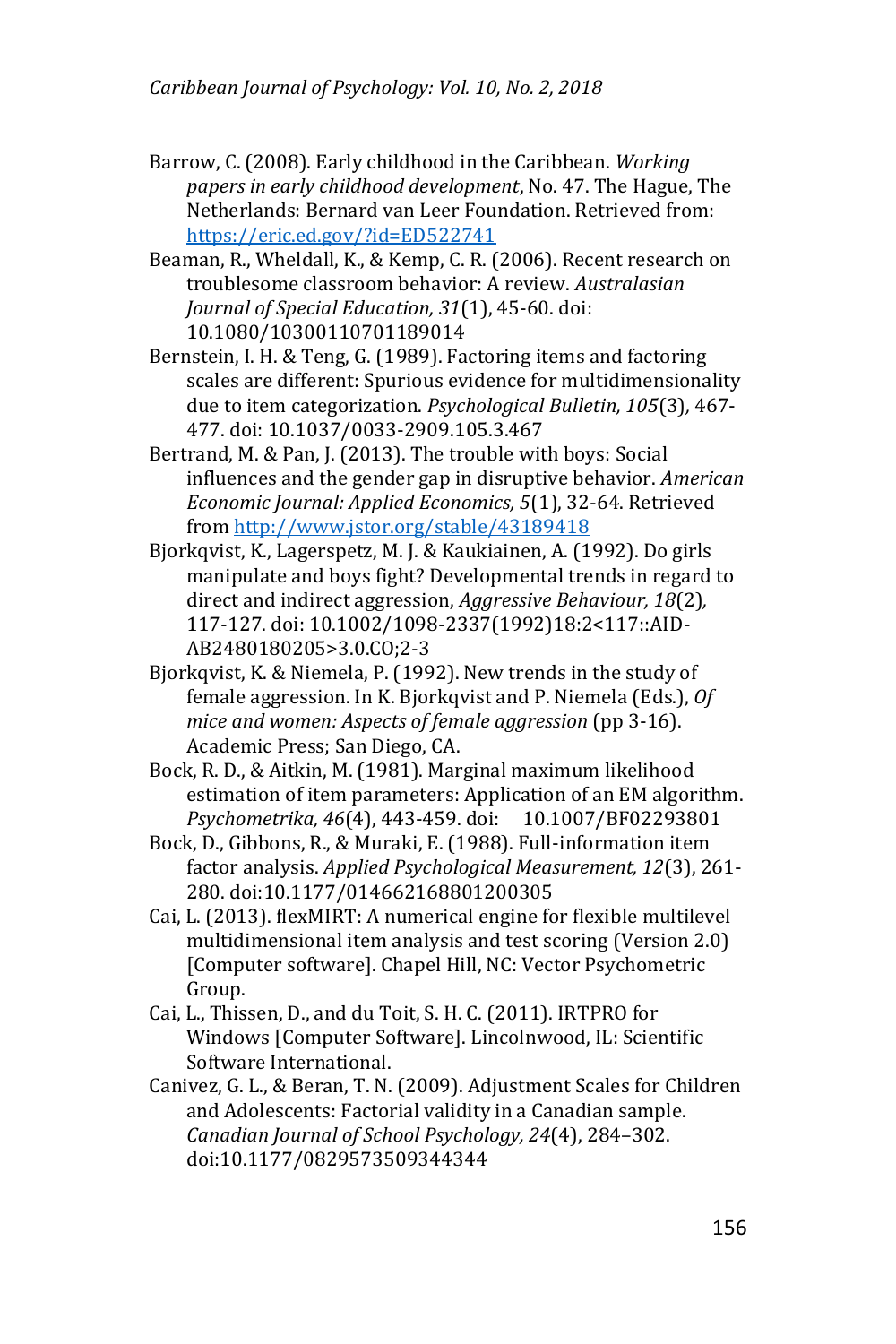Barrow, C. (2008). Early childhood in the Caribbean. *Working papers in early childhood development*, No. 47. The Hague, The Netherlands: Bernard van Leer Foundation. Retrieved from: https://eric.ed.gov/?id=ED522741

Beaman, R., Wheldall, K., & Kemp, C. R. (2006). Recent research on troublesome classroom behavior: A review. *Australasian Journal of Special Education, 31*(1), 45-60. doi: 10.1080/10300110701189014

Bernstein, I. H. & Teng, G. (1989). Factoring items and factoring scales are different: Spurious evidence for multidimensionality due to item categorization. *Psychological Bulletin, 105*(3), 467-477. doi: 10.1037/0033-2909.105.3.467

Bertrand, M. & Pan, J. (2013). The trouble with boys: Social influences and the gender gap in disruptive behavior. *American Economic Journal: Applied Economics, 5*(1), 32-64. Retrieved from http://www.jstor.org/stable/43189418

Bjorkqvist, K., Lagerspetz, M. J. & Kaukiainen, A. (1992). Do girls manipulate and boys fight? Developmental trends in regard to direct and indirect aggression, *Aggressive Behaviour, 18*(2), 117-127. doi: 10.1002/1098-2337(1992)18:2<117::AID-AB2480180205>3.0.CO;2-3

Bjorkqvist, K. & Niemela, P. (1992). New trends in the study of female aggression. In K. Bjorkqvist and P. Niemela (Eds.), *Of mice and women: Aspects of female aggression* (pp 3-16). Academic Press; San Diego, CA.

Bock, R. D., & Aitkin, M. (1981). Marginal maximum likelihood estimation of item parameters: Application of an EM algorithm. *Psychometrika, 46*(4), 443-459. doi: 10.1007/BF02293801

Bock, D., Gibbons, R., & Muraki, E. (1988). Full-information item factor analysis. *Applied Psychological Measurement, 12*(3), 261-280. doi:10.1177/014662168801200305

Cai, L. (2013). flexMIRT: A numerical engine for flexible multilevel multidimensional item analysis and test scoring (Version 2.0) [Computer software]. Chapel Hill, NC: Vector Psychometric Group.

Cai, L., Thissen, D., and du Toit, S. H. C. (2011). IRTPRO for Windows [Computer Software]. Lincolnwood, IL: Scientific Software International.

Canivez, G. L., & Beran, T. N. (2009). Adjustment Scales for Children and Adolescents: Factorial validity in a Canadian sample. *Canadian Journal of School Psychology, 24*(4), 284–302. doi:10.1177/0829573509344344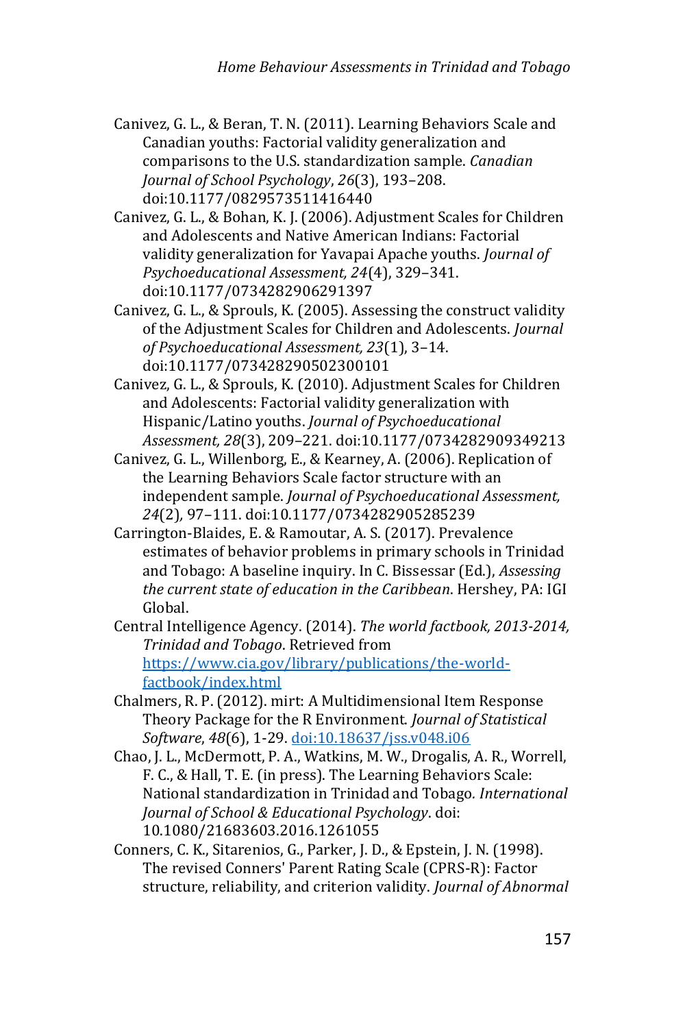Canivez, G. L., & Beran, T. N. (2011). Learning Behaviors Scale and Canadian youths: Factorial validity generalization and comparisons to the U.S. standardization sample. *Canadian Journal of School Psychology*, *26*(3), 193–208. doi:10.1177/0829573511416440

Canivez, G. L., & Bohan, K. J. (2006). Adjustment Scales for Children and Adolescents and Native American Indians: Factorial validity generalization for Yavapai Apache youths. *Journal of Psychoeducational Assessment, 24*(4), 329–341. doi:10.1177/0734282906291397

Canivez, G. L., & Sprouls, K. (2005). Assessing the construct validity of the Adjustment Scales for Children and Adolescents. *Journal of Psychoeducational Assessment, 23*(1), 3–14. doi:10.1177/073428290502300101

Canivez, G. L., & Sprouls, K. (2010). Adjustment Scales for Children and Adolescents: Factorial validity generalization with Hispanic/Latino youths. *Journal of Psychoeducational Assessment, 28*(3), 209–221. doi:10.1177/0734282909349213

Canivez, G. L., Willenborg, E., & Kearney, A. (2006). Replication of the Learning Behaviors Scale factor structure with an independent sample. *Journal of Psychoeducational Assessment, 24*(2), 97–111. doi:10.1177/0734282905285239

Carrington-Blaides, E. & Ramoutar, A. S. (2017). Prevalence estimates of behavior problems in primary schools in Trinidad and Tobago: A baseline inquiry. In C. Bissessar (Ed.), *Assessing the current state of education in the Caribbean*. Hershey, PA: IGI Global.

Central Intelligence Agency. (2014). *The world factbook, 2013-2014, Trinidad and Tobago*. Retrieved from https://www.cia.gov/library/publications/the-world-factbook/index.html

Chalmers, R. P. (2012). mirt: A Multidimensional Item Response Theory Package for the R Environment. *Journal of Statistical Software*, *48*(6), 1-29. doi:10.18637/jss.v048.i06

Chao, J. L., McDermott, P. A., Watkins, M. W., Drogalis, A. R., Worrell, F. C., & Hall, T. E. (in press). The Learning Behaviors Scale: National standardization in Trinidad and Tobago*. International Journal of School & Educational Psychology*. doi: 10.1080/21683603.2016.1261055

Conners, C. K., Sitarenios, G., Parker, J. D., & Epstein, J. N. (1998). The revised Conners' Parent Rating Scale (CPRS-R): Factor structure, reliability, and criterion validity. *Journal of Abnormal*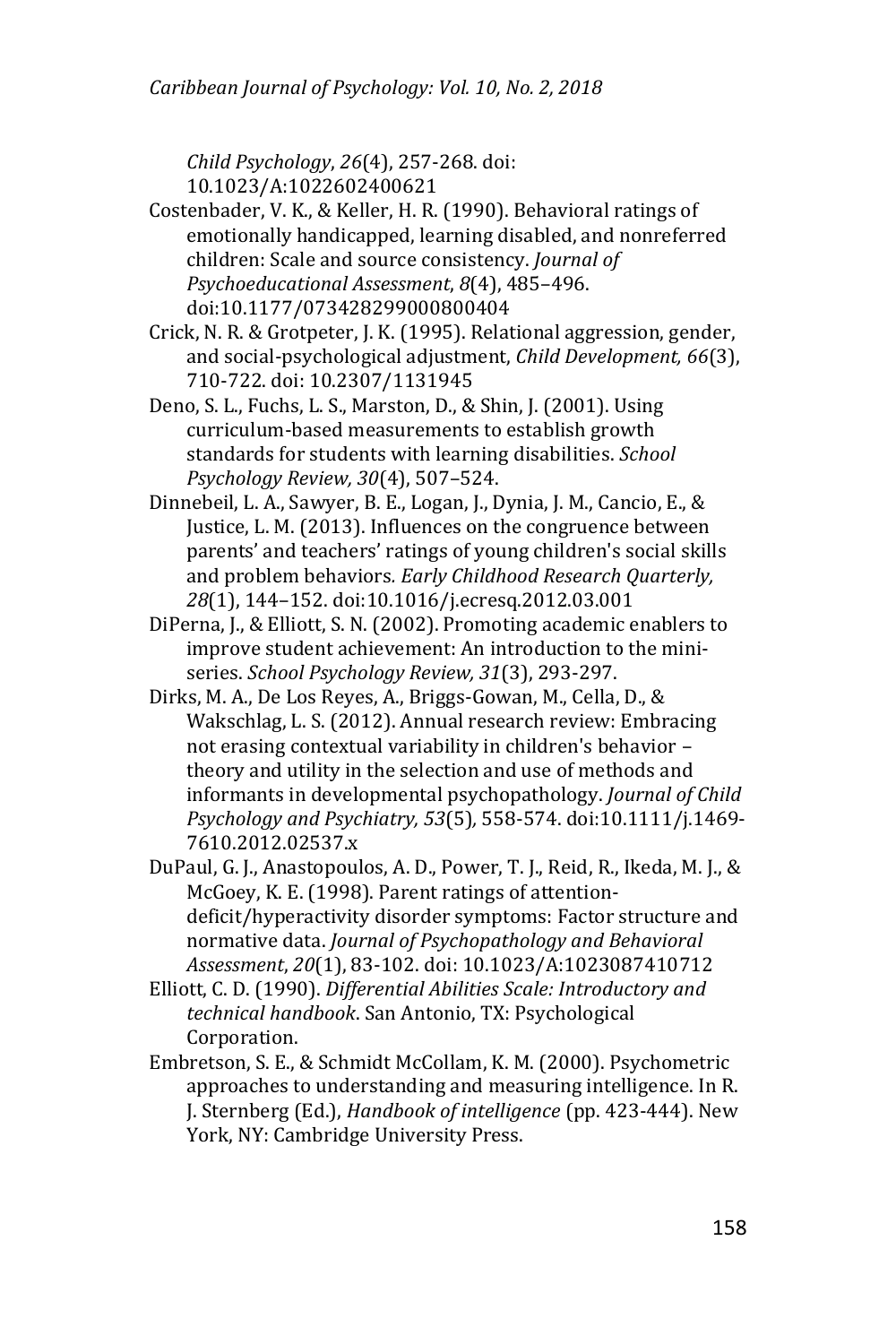*Child Psychology*, *26*(4), 257-268. doi: 10.1023/A:1022602400621

Costenbader, V. K., & Keller, H. R. (1990). Behavioral ratings of emotionally handicapped, learning disabled, and nonreferred children: Scale and source consistency. *Journal of Psychoeducational Assessment*, *8*(4), 485–496. doi:10.1177/073428299000800404

Crick, N. R. & Grotpeter, J. K. (1995). Relational aggression, gender, and social-psychological adjustment, *Child Development, 66*(3), 710-722. doi: 10.2307/1131945

Deno, S. L., Fuchs, L. S., Marston, D., & Shin, J. (2001). Using curriculum-based measurements to establish growth standards for students with learning disabilities. *School Psychology Review, 30*(4), 507–524.

Dinnebeil, L. A., Sawyer, B. E., Logan, J., Dynia, J. M., Cancio, E., & Justice, L. M. (2013). Influences on the congruence between parents' and teachers' ratings of young children's social skills and problem behaviors*. Early Childhood Research Quarterly, 28*(1), 144–152. doi:10.1016/j.ecresq.2012.03.001

DiPerna, J., & Elliott, S. N. (2002). Promoting academic enablers to improve student achievement: An introduction to the mini-series. *School Psychology Review, 31*(3), 293-297.

Dirks, M. A., De Los Reyes, A., Briggs-Gowan, M., Cella, D., & Wakschlag, L. S. (2012). Annual research review: Embracing not erasing contextual variability in children's behavior – theory and utility in the selection and use of methods and informants in developmental psychopathology. *Journal of Child Psychology and Psychiatry, 53*(5), 558-574. doi:10.1111/j.1469-7610.2012.02537.x

DuPaul, G. J., Anastopoulos, A. D., Power, T. J., Reid, R., Ikeda, M. J., & McGoey, K. E. (1998). Parent ratings of attention-deficit/hyperactivity disorder symptoms: Factor structure and normative data. *Journal of Psychopathology and Behavioral Assessment*, *20*(1), 83-102. doi: 10.1023/A:1023087410712

Elliott, C. D. (1990). *Differential Abilities Scale: Introductory and technical handbook*. San Antonio, TX: Psychological Corporation.

Embretson, S. E., & Schmidt McCollam, K. M. (2000). Psychometric approaches to understanding and measuring intelligence. In R. J. Sternberg (Ed.), *Handbook of intelligence* (pp. 423-444). New York, NY: Cambridge University Press.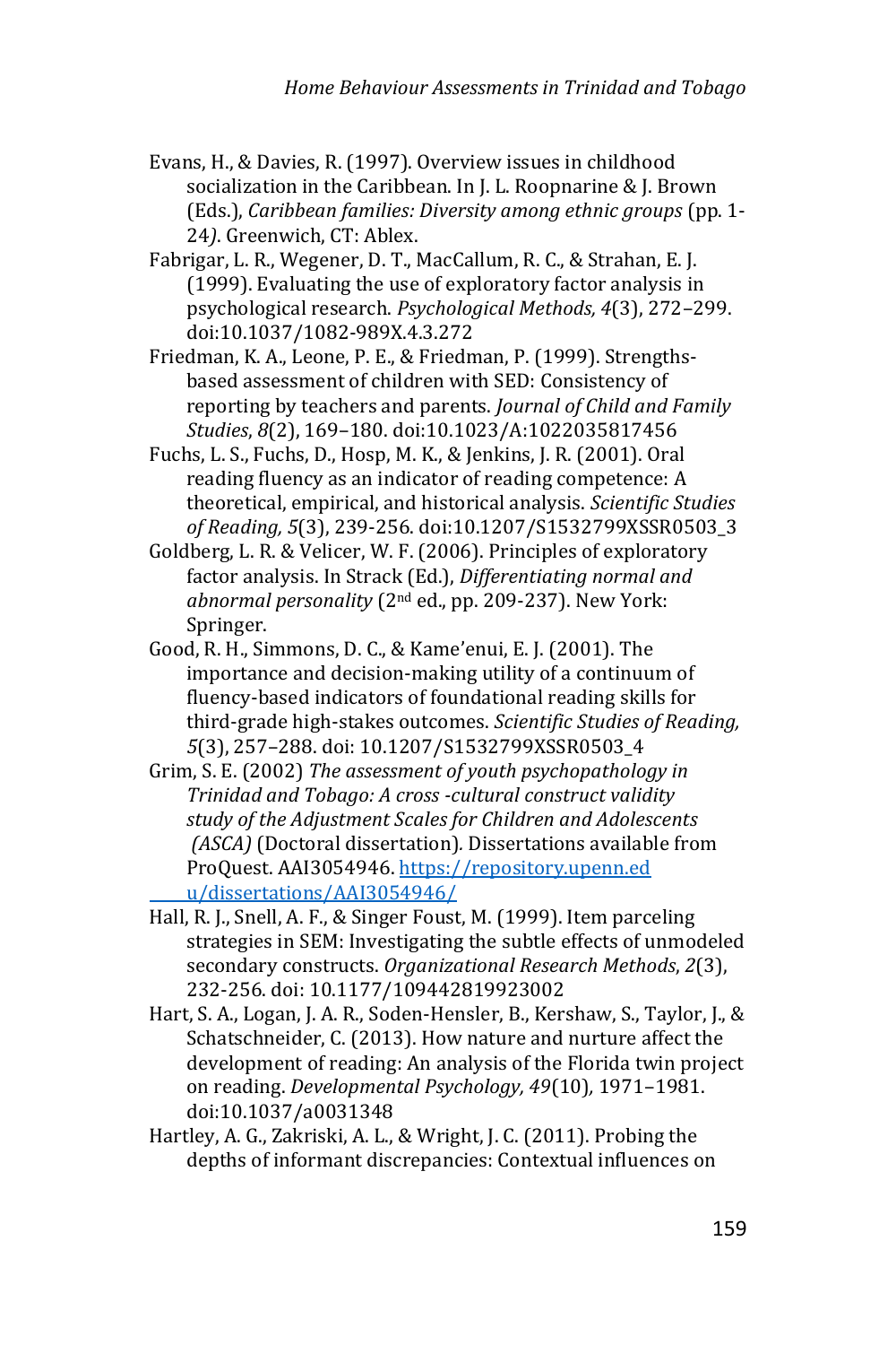Evans, H., & Davies, R. (1997). Overview issues in childhood socialization in the Caribbean. In J. L. Roopnarine & J. Brown (Eds.), *Caribbean families: Diversity among ethnic groups* (pp. 1-24*)*. Greenwich, CT: Ablex.

Fabrigar, L. R., Wegener, D. T., MacCallum, R. C., & Strahan, E. J. (1999). Evaluating the use of exploratory factor analysis in psychological research. *Psychological Methods, 4*(3), 272–299. doi:10.1037/1082-989X.4.3.272

Friedman, K. A., Leone, P. E., & Friedman, P. (1999). Strengths-based assessment of children with SED: Consistency of reporting by teachers and parents. *Journal of Child and Family Studies*, *8*(2), 169–180. doi:10.1023/A:1022035817456

Fuchs, L. S., Fuchs, D., Hosp, M. K., & Jenkins, J. R. (2001). Oral reading fluency as an indicator of reading competence: A theoretical, empirical, and historical analysis. *Scientific Studies of Reading, 5*(3), 239-256. doi:10.1207/S1532799XSSR0503_3

Goldberg, L. R. & Velicer, W. F. (2006). Principles of exploratory factor analysis. In Strack (Ed.), *Differentiating normal and abnormal personality* (2nd ed., pp. 209-237). New York: Springer.

Good, R. H., Simmons, D. C., & Kame'enui, E. J. (2001). The importance and decision-making utility of a continuum of fluency-based indicators of foundational reading skills for third-grade high-stakes outcomes. *Scientific Studies of Reading, 5*(3), 257–288. doi: 10.1207/S1532799XSSR0503_4

Grim, S. E. (2002) *The assessment of youth psychopathology in Trinidad and Tobago: A cross -cultural construct validity study of the Adjustment Scales for Children and Adolescents (ASCA)* (Doctoral dissertation)*.* Dissertations available from ProQuest. AAI3054946. https://repository.upenn.edu/dissertations/AAI3054946/

Hall, R. J., Snell, A. F., & Singer Foust, M. (1999). Item parceling strategies in SEM: Investigating the subtle effects of unmodeled secondary constructs. *Organizational Research Methods*, *2*(3), 232-256. doi: 10.1177/109442819923002

Hart, S. A., Logan, J. A. R., Soden-Hensler, B., Kershaw, S., Taylor, J., & Schatschneider, C. (2013). How nature and nurture affect the development of reading: An analysis of the Florida twin project on reading. *Developmental Psychology, 49*(10)*,* 1971–1981. doi:10.1037/a0031348

Hartley, A. G., Zakriski, A. L., & Wright, J. C. (2011). Probing the depths of informant discrepancies: Contextual influences on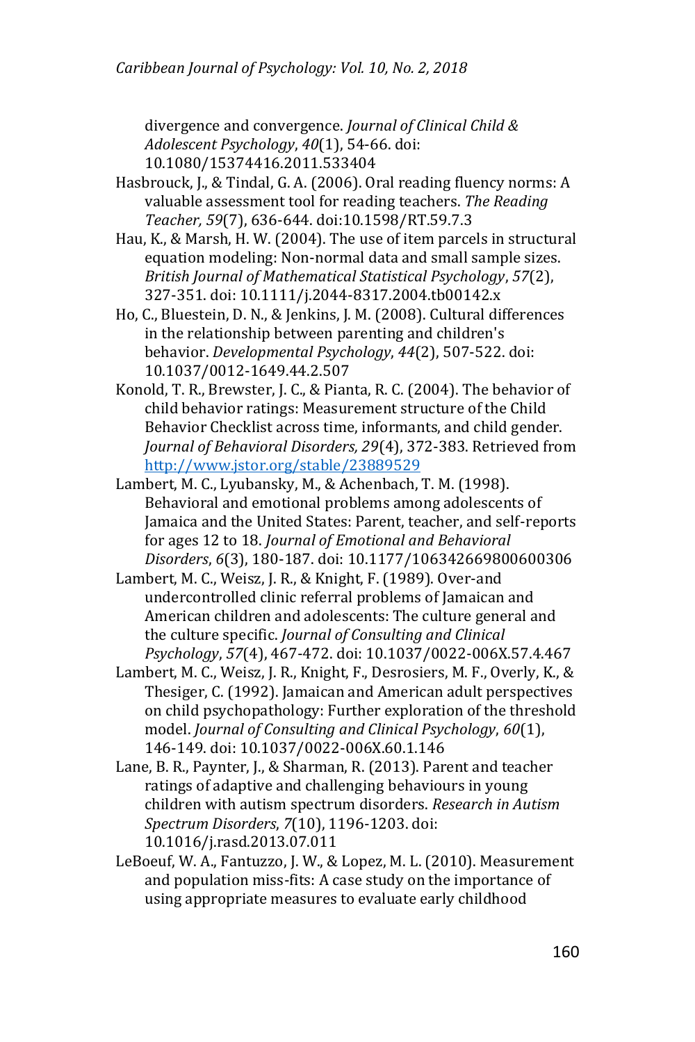divergence and convergence. *Journal of Clinical Child & Adolescent Psychology*, *40*(1), 54-66. doi: 10.1080/15374416.2011.533404

Hasbrouck, J., & Tindal, G. A. (2006). Oral reading fluency norms: A valuable assessment tool for reading teachers. *The Reading Teacher, 59*(7), 636-644. doi:10.1598/RT.59.7.3

Hau, K., & Marsh, H. W. (2004). The use of item parcels in structural equation modeling: Non-normal data and small sample sizes. *British Journal of Mathematical Statistical Psychology*, *57*(2), 327-351. doi: 10.1111/j.2044-8317.2004.tb00142.x

Ho, C., Bluestein, D. N., & Jenkins, J. M. (2008). Cultural differences in the relationship between parenting and children's behavior. *Developmental Psychology*, *44*(2), 507-522. doi: 10.1037/0012-1649.44.2.507

Konold, T. R., Brewster, J. C., & Pianta, R. C. (2004). The behavior of child behavior ratings: Measurement structure of the Child Behavior Checklist across time, informants, and child gender. *Journal of Behavioral Disorders, 29*(4), 372-383. Retrieved from http://www.jstor.org/stable/23889529

Lambert, M. C., Lyubansky, M., & Achenbach, T. M. (1998). Behavioral and emotional problems among adolescents of Jamaica and the United States: Parent, teacher, and self-reports for ages 12 to 18. *Journal of Emotional and Behavioral Disorders*, *6*(3), 180-187. doi: 10.1177/106342669800600306

Lambert, M. C., Weisz, J. R., & Knight, F. (1989). Over-and undercontrolled clinic referral problems of Jamaican and American children and adolescents: The culture general and the culture specific. *Journal of Consulting and Clinical Psychology*, *57*(4), 467-472. doi: 10.1037/0022-006X.57.4.467

Lambert, M. C., Weisz, J. R., Knight, F., Desrosiers, M. F., Overly, K., & Thesiger, C. (1992). Jamaican and American adult perspectives on child psychopathology: Further exploration of the threshold model. *Journal of Consulting and Clinical Psychology*, *60*(1), 146-149. doi: 10.1037/0022-006X.60.1.146

Lane, B. R., Paynter, J., & Sharman, R. (2013). Parent and teacher ratings of adaptive and challenging behaviours in young children with autism spectrum disorders. *Research in Autism Spectrum Disorders*, *7*(10), 1196-1203. doi: 10.1016/j.rasd.2013.07.011

LeBoeuf, W. A., Fantuzzo, J. W., & Lopez, M. L. (2010). Measurement and population miss-fits: A case study on the importance of using appropriate measures to evaluate early childhood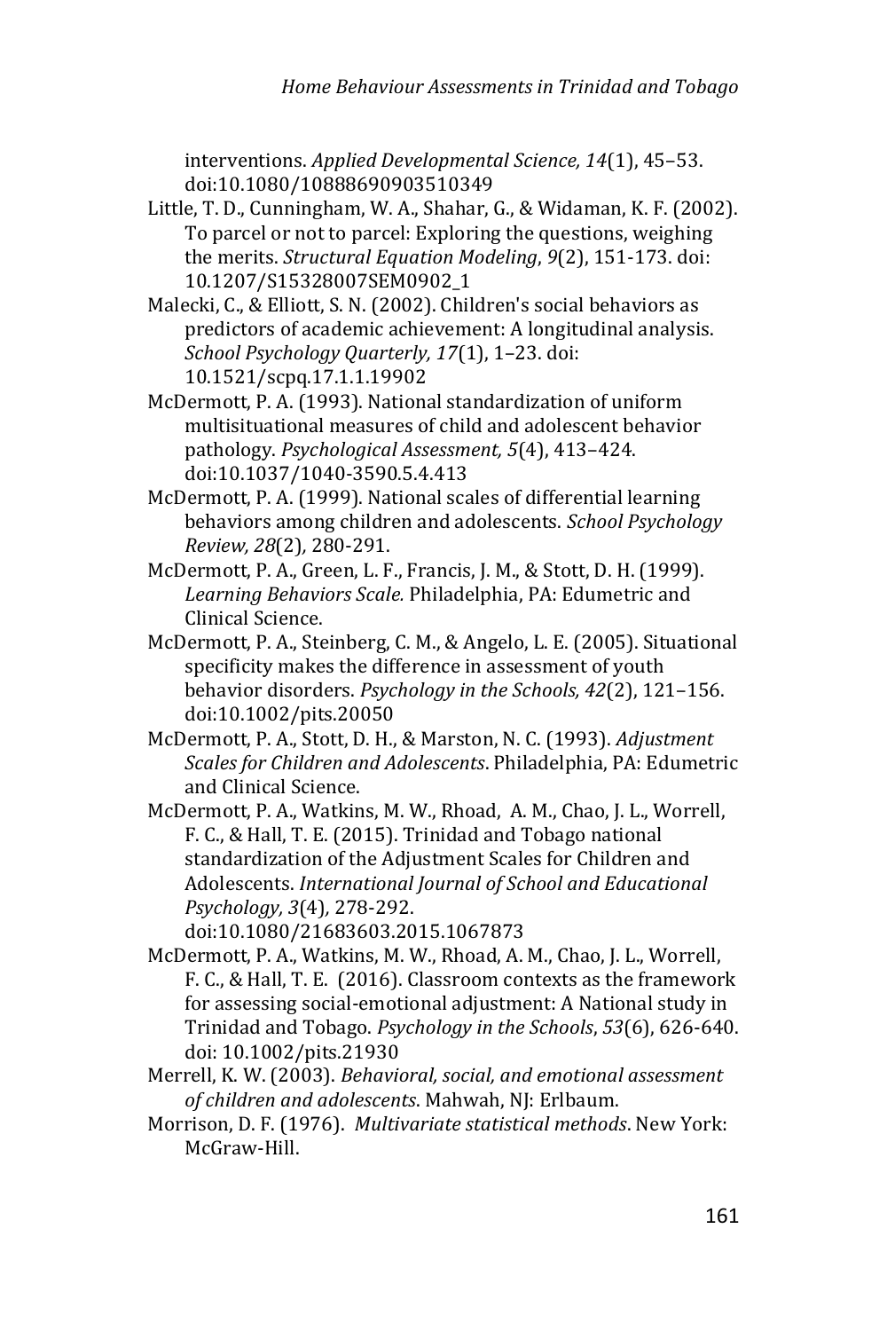interventions. *Applied Developmental Science, 14*(1), 45–53. doi:10.1080/10888690903510349

Little, T. D., Cunningham, W. A., Shahar, G., & Widaman, K. F. (2002). To parcel or not to parcel: Exploring the questions, weighing the merits. *Structural Equation Modeling*, *9*(2), 151-173. doi: 10.1207/S15328007SEM0902_1

Malecki, C., & Elliott, S. N. (2002). Children's social behaviors as predictors of academic achievement: A longitudinal analysis. *School Psychology Quarterly, 17*(1), 1–23. doi: 10.1521/scpq.17.1.1.19902

McDermott, P. A. (1993). National standardization of uniform multisituational measures of child and adolescent behavior pathology. *Psychological Assessment, 5*(4), 413–424. doi:10.1037/1040-3590.5.4.413

McDermott, P. A. (1999). National scales of differential learning behaviors among children and adolescents. *School Psychology Review, 28*(2)*,* 280-291.

McDermott, P. A., Green, L. F., Francis, J. M., & Stott, D. H. (1999). *Learning Behaviors Scale.* Philadelphia, PA: Edumetric and Clinical Science.

McDermott, P. A., Steinberg, C. M., & Angelo, L. E. (2005). Situational specificity makes the difference in assessment of youth behavior disorders. *Psychology in the Schools, 42*(2), 121–156. doi:10.1002/pits.20050

McDermott, P. A., Stott, D. H., & Marston, N. C. (1993). *Adjustment Scales for Children and Adolescents*. Philadelphia, PA: Edumetric and Clinical Science.

McDermott, P. A., Watkins, M. W., Rhoad, A. M., Chao, J. L., Worrell, F. C., & Hall, T. E. (2015). Trinidad and Tobago national standardization of the Adjustment Scales for Children and Adolescents. *International Journal of School and Educational Psychology, 3*(4)*,* 278-292. doi:10.1080/21683603.2015.1067873

McDermott, P. A., Watkins, M. W., Rhoad, A. M., Chao, J. L., Worrell, F. C., & Hall, T. E. (2016). Classroom contexts as the framework for assessing social-emotional adjustment: A National study in Trinidad and Tobago. *Psychology in the Schools*, *53*(6), 626-640. doi: 10.1002/pits.21930

Merrell, K. W. (2003). *Behavioral, social, and emotional assessment of children and adolescents*. Mahwah, NJ: Erlbaum.

Morrison, D. F. (1976). *Multivariate statistical methods*. New York: McGraw-Hill.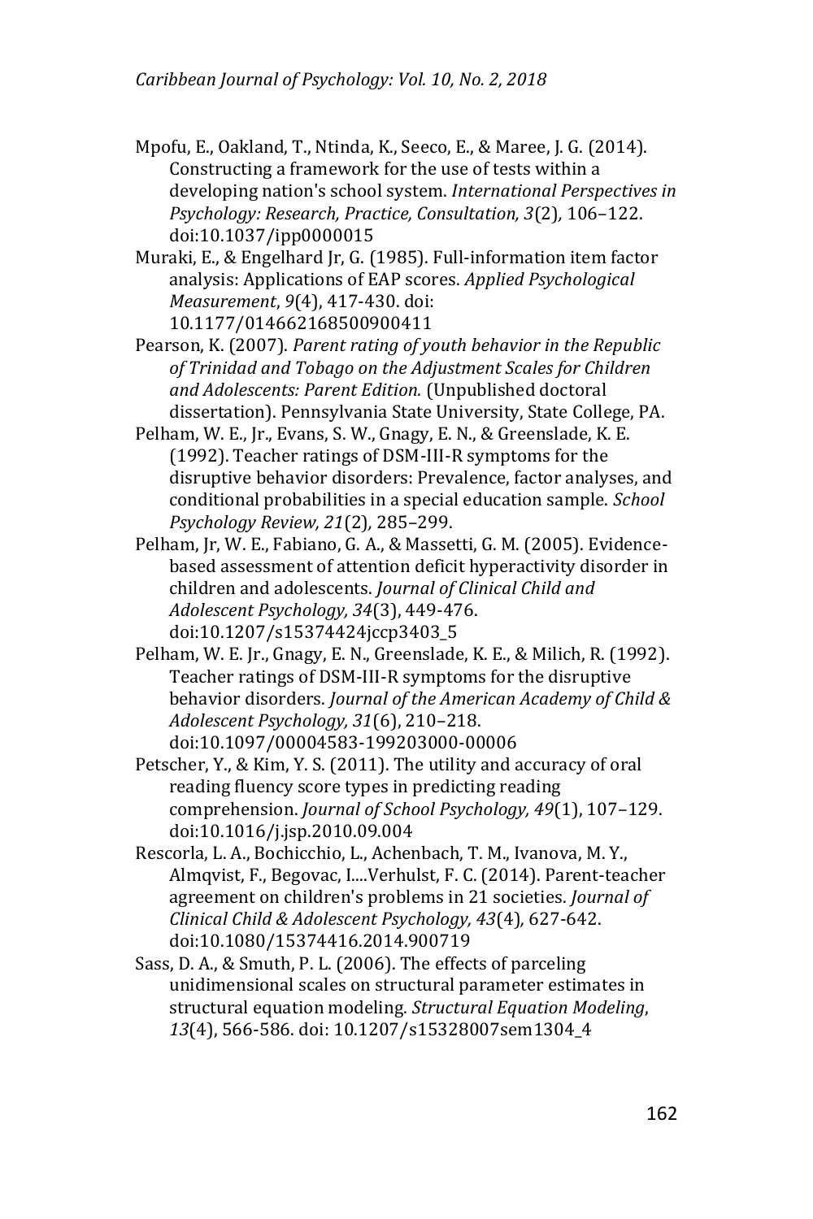Mpofu, E., Oakland, T., Ntinda, K., Seeco, E., & Maree, J. G. (2014). Constructing a framework for the use of tests within a developing nation's school system. *International Perspectives in Psychology: Research, Practice, Consultation, 3*(2), 106–122. doi:10.1037/ipp0000015

Muraki, E., & Engelhard Jr, G. (1985). Full-information item factor analysis: Applications of EAP scores. *Applied Psychological Measurement*, *9*(4), 417-430. doi: 10.1177/014662168500900411

Pearson, K. (2007). *Parent rating of youth behavior in the Republic of Trinidad and Tobago on the Adjustment Scales for Children and Adolescents: Parent Edition.* (Unpublished doctoral dissertation). Pennsylvania State University, State College, PA.

Pelham, W. E., Jr., Evans, S. W., Gnagy, E. N., & Greenslade, K. E. (1992). Teacher ratings of DSM-III-R symptoms for the disruptive behavior disorders: Prevalence, factor analyses, and conditional probabilities in a special education sample. *School Psychology Review, 21*(2), 285–299.

Pelham, Jr, W. E., Fabiano, G. A., & Massetti, G. M. (2005). Evidence-based assessment of attention deficit hyperactivity disorder in children and adolescents. *Journal of Clinical Child and Adolescent Psychology, 34*(3), 449-476. doi:10.1207/s15374424jccp3403_5

Pelham, W. E. Jr., Gnagy, E. N., Greenslade, K. E., & Milich, R. (1992). Teacher ratings of DSM-III-R symptoms for the disruptive behavior disorders. *Journal of the American Academy of Child & Adolescent Psychology, 31*(6), 210–218. doi:10.1097/00004583-199203000-00006

Petscher, Y., & Kim, Y. S. (2011). The utility and accuracy of oral reading fluency score types in predicting reading comprehension. *Journal of School Psychology, 49*(1), 107–129. doi:10.1016/j.jsp.2010.09.004

Rescorla, L. A., Bochicchio, L., Achenbach, T. M., Ivanova, M. Y., Almqvist, F., Begovac, I....Verhulst, F. C. (2014). Parent-teacher agreement on children's problems in 21 societies. *Journal of Clinical Child & Adolescent Psychology, 43*(4), 627-642. doi:10.1080/15374416.2014.900719

Sass, D. A., & Smuth, P. L. (2006). The effects of parceling unidimensional scales on structural parameter estimates in structural equation modeling. *Structural Equation Modeling*, *13*(4), 566-586. doi: 10.1207/s15328007sem1304_4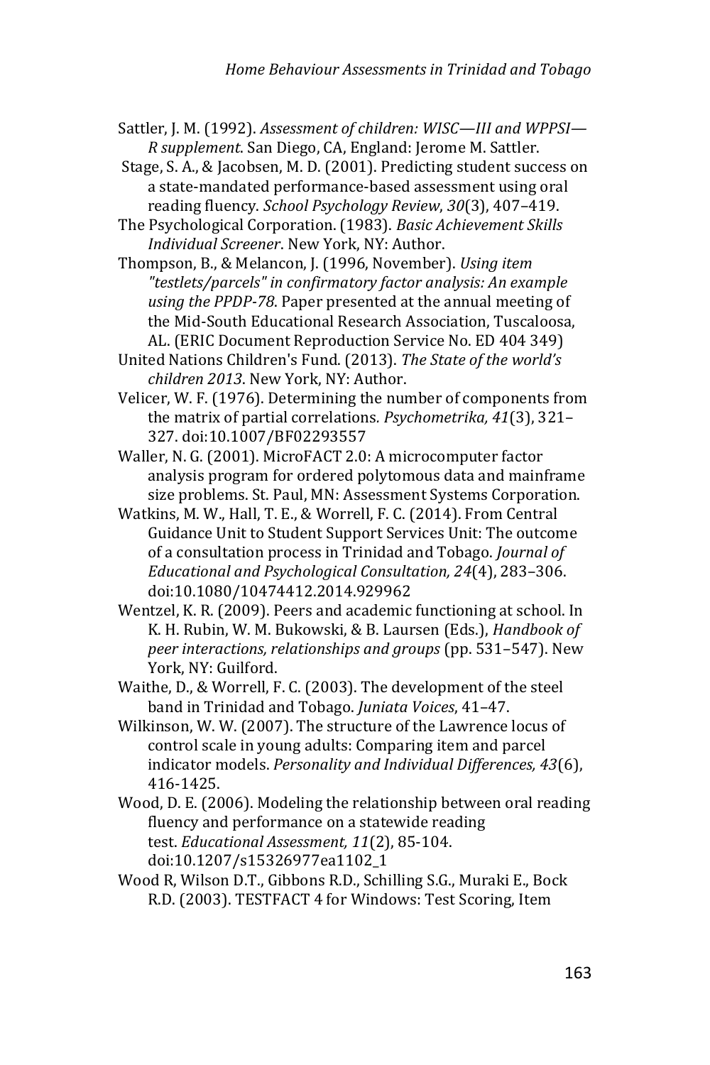Sattler, J. M. (1992). *Assessment of children: WISC—III and WPPSI—R supplement*. San Diego, CA, England: Jerome M. Sattler.

Stage, S. A., & Jacobsen, M. D. (2001). Predicting student success on a state-mandated performance-based assessment using oral reading fluency. *School Psychology Review*, *30*(3), 407–419.

The Psychological Corporation. (1983). *Basic Achievement Skills Individual Screener*. New York, NY: Author.

Thompson, B., & Melancon, J. (1996, November). *Using item "testlets/parcels" in confirmatory factor analysis: An example using the PPDP-78*. Paper presented at the annual meeting of the Mid-South Educational Research Association, Tuscaloosa, AL. (ERIC Document Reproduction Service No. ED 404 349)

United Nations Children's Fund. (2013). *The State of the world's children 2013*. New York, NY: Author.

Velicer, W. F. (1976). Determining the number of components from the matrix of partial correlations. *Psychometrika, 41*(3), 321–327. doi:10.1007/BF02293557

Waller, N. G. (2001). MicroFACT 2.0: A microcomputer factor analysis program for ordered polytomous data and mainframe size problems. St. Paul, MN: Assessment Systems Corporation.

Watkins, M. W., Hall, T. E., & Worrell, F. C. (2014). From Central Guidance Unit to Student Support Services Unit: The outcome of a consultation process in Trinidad and Tobago. *Journal of Educational and Psychological Consultation, 24*(4), 283–306. doi:10.1080/10474412.2014.929962

Wentzel, K. R. (2009). Peers and academic functioning at school. In K. H. Rubin, W. M. Bukowski, & B. Laursen (Eds.), *Handbook of peer interactions, relationships and groups* (pp. 531–547). New York, NY: Guilford.

Waithe, D., & Worrell, F. C. (2003). The development of the steel band in Trinidad and Tobago. *Juniata Voices*, 41–47.

Wilkinson, W. W. (2007). The structure of the Lawrence locus of control scale in young adults: Comparing item and parcel indicator models. *Personality and Individual Differences, 43*(6), 416-1425.

Wood, D. E. (2006). Modeling the relationship between oral reading fluency and performance on a statewide reading test. *Educational Assessment, 11*(2), 85-104. doi:10.1207/s15326977ea1102_1

Wood R, Wilson D.T., Gibbons R.D., Schilling S.G., Muraki E., Bock R.D. (2003). TESTFACT 4 for Windows: Test Scoring, Item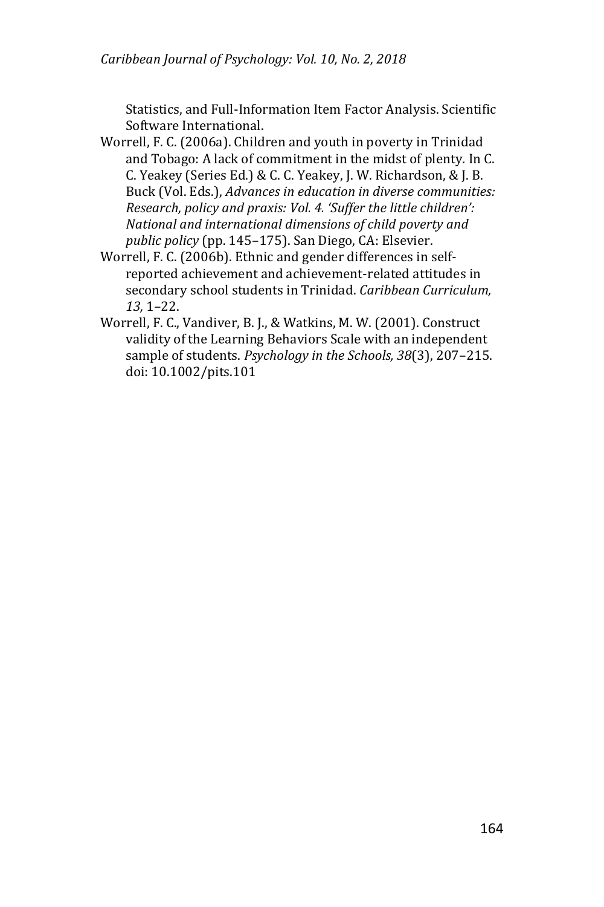Statistics, and Full-Information Item Factor Analysis. Scientific Software International.

Worrell, F. C. (2006a). Children and youth in poverty in Trinidad and Tobago: A lack of commitment in the midst of plenty. In C. C. Yeakey (Series Ed.) & C. C. Yeakey, J. W. Richardson, & J. B. Buck (Vol. Eds.), *Advances in education in diverse communities: Research, policy and praxis: Vol. 4. 'Suffer the little children': National and international dimensions of child poverty and public policy* (pp. 145–175). San Diego, CA: Elsevier.

Worrell, F. C. (2006b). Ethnic and gender differences in self-reported achievement and achievement-related attitudes in secondary school students in Trinidad. *Caribbean Curriculum, 13,* 1–22.

Worrell, F. C., Vandiver, B. J., & Watkins, M. W. (2001). Construct validity of the Learning Behaviors Scale with an independent sample of students. *Psychology in the Schools, 38*(3), 207–215. doi: 10.1002/pits.101